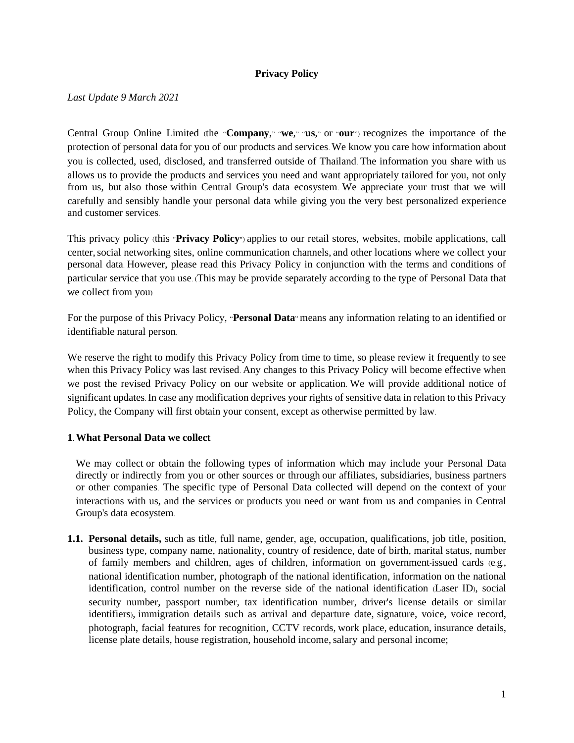# Privacy Policy

*Last Update 9 March 2021*

Central Group Online Limited (the "**Company**," "**we**," "**us**," or "**our**") recognizes the importance of the protection of personal data for you of our products and services. We know you care how information about you is collected, used, disclosed, and transferred outside of Thailand. The information you share with us allows us to provide the products and services you need and want appropriately tailored for you, not only from us, but also those within Central Group's data ecosystem. We appreciate your trust that we will carefully and sensibly handle your personal data while giving you the very best personalized experience and customer services.

This privacy policy (this "**Privacy Policy**") applies to our retail stores, websites, mobile applications, call center, social networking sites, online communication channels, and other locations where we collect your personal data. However, please read this Privacy Policy in conjunction with the terms and conditions of particular service that you use. (This may be provide separately according to the type of Personal Data that we collect from you)

For the purpose of this Privacy Policy, "**Personal Data**" means any information relating to an identified or identifiable natural person.

We reserve the right to modify this Privacy Policy from time to time, so please review it frequently to see when this Privacy Policy was last revised. Any changes to this Privacy Policy will become effective when we post the revised Privacy Policy on our website or application. We will provide additional notice of significant updates. In case any modification deprives your rights of sensitive data in relation to this Privacy Policy, the Company will first obtain your consent, except as otherwise permitted by law.

## 1. What Personal Data we collect

We may collect or obtain the following types of information which may include your Personal Data directly or indirectly from you or other sources or through our affiliates, subsidiaries, business partners or other companies. The specific type of Personal Data collected will depend on the context of your interactions with us, and the services or products you need or want from us and companies in Central Group's data ecosystem.

**1.1. Personal details,** such as title, full name, gender, age, occupation, qualifications, job title, position, business type, company name, nationality, country of residence, date of birth, marital status, number of family members and children, ages of children, information on government-issued cards (e.g., national identification number, photograph of the national identification, information on the national identification, control number on the reverse side of the national identification (Laser ID), social security number, passport number, tax identification number, driver's license details or similar identifiers), immigration details such as arrival and departure date, signature, voice, voice record, photograph, facial features for recognition, CCTV records, work place, education, insurance details, license plate details, house registration, household income, salary and personal income;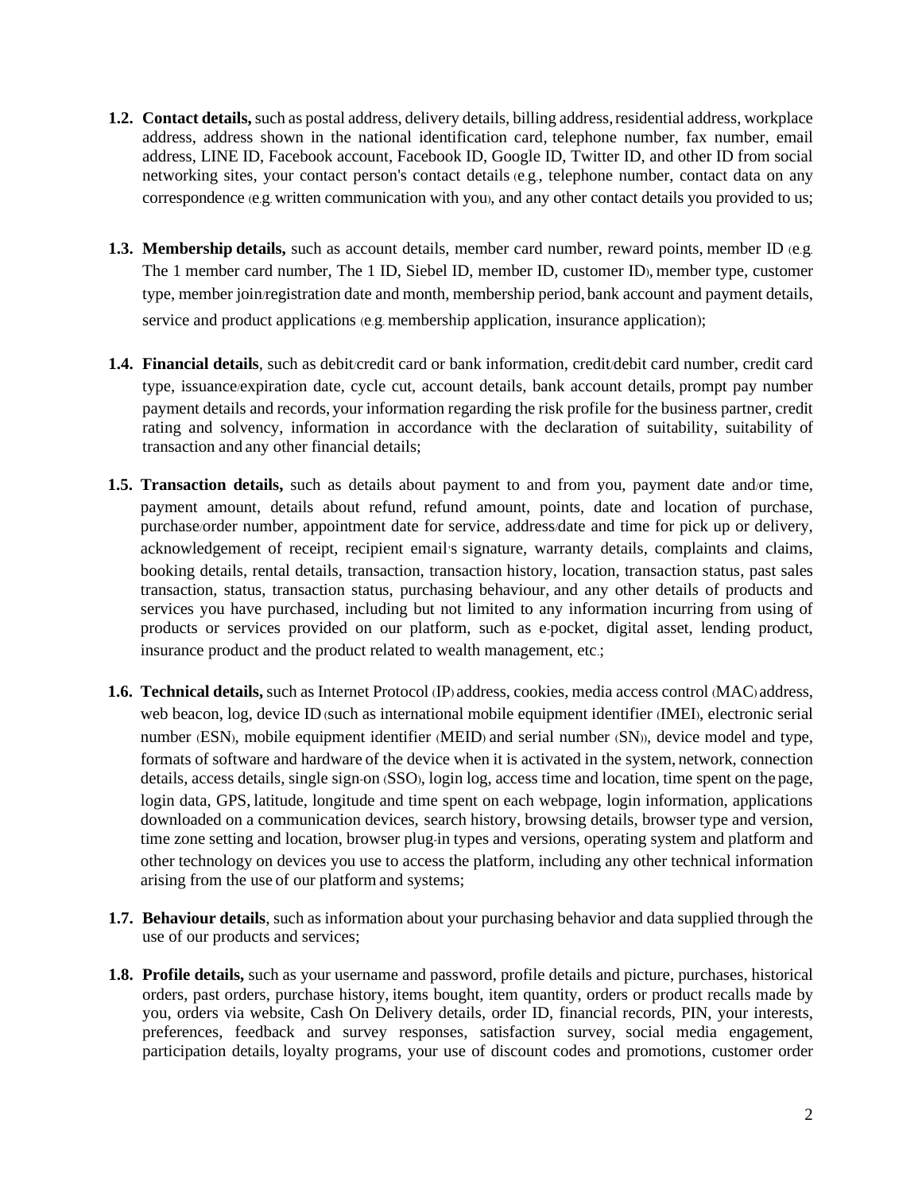1.2. **Contact details,** such as postal address, delivery details, billing address, residential address, workplace address, address shown in the national identification card, telephone number, fax number, email address, LINE ID, Facebook account, Facebook ID, Google ID, Twitter ID, and other ID from social networking sites, your contact person's contact details (e.g., telephone number, contact data on any correspondence (e.g. written communication with you), and any other contact details you provided to us;

1.3. **Membership details,** such as account details, member card number, reward points, member ID (e.g. The 1 member card number, The 1 ID, Siebel ID, member ID, customer ID), member type, customer type, member join/registration date and month, membership period, bank account and payment details, service and product applications (e.g. membership application, insurance application);

1.4. **Financial details**, such as debit/credit card or bank information, credit/debit card number, credit card type, issuance/expiration date, cycle cut, account details, bank account details, prompt pay number payment details and records, your information regarding the risk profile for the business partner, credit rating and solvency, information in accordance with the declaration of suitability, suitability of transaction and any other financial details;

1.5. **Transaction details,** such as details about payment to and from you, payment date and/or time, payment amount, details about refund, refund amount, points, date and location of purchase, purchase/order number, appointment date for service, address/date and time for pick up or delivery, acknowledgement of receipt, recipient email's signature, warranty details, complaints and claims, booking details, rental details, transaction, transaction history, location, transaction status, past sales transaction, status, transaction status, purchasing behaviour, and any other details of products and services you have purchased, including but not limited to any information incurring from using of products or services provided on our platform, such as e-pocket, digital asset, lending product, insurance product and the product related to wealth management, etc.;

1.6. **Technical details,** such as Internet Protocol (IP) address, cookies, media access control (MAC) address, web beacon, log, device ID (such as international mobile equipment identifier (IMEI), electronic serial number (ESN), mobile equipment identifier (MEID) and serial number (SN)), device model and type, formats of software and hardware of the device when it is activated in the system, network, connection details, access details, single sign-on (SSO), login log, access time and location, time spent on the page, login data, GPS, latitude, longitude and time spent on each webpage, login information, applications downloaded on a communication devices, search history, browsing details, browser type and version, time zone setting and location, browser plug-in types and versions, operating system and platform and other technology on devices you use to access the platform, including any other technical information arising from the use of our platform and systems;

1.7. **Behaviour details**, such as information about your purchasing behavior and data supplied through the use of our products and services;

1.8. **Profile details,** such as your username and password, profile details and picture, purchases, historical orders, past orders, purchase history, items bought, item quantity, orders or product recalls made by you, orders via website, Cash On Delivery details, order ID, financial records, PIN, your interests, preferences, feedback and survey responses, satisfaction survey, social media engagement, participation details, loyalty programs, your use of discount codes and promotions, customer order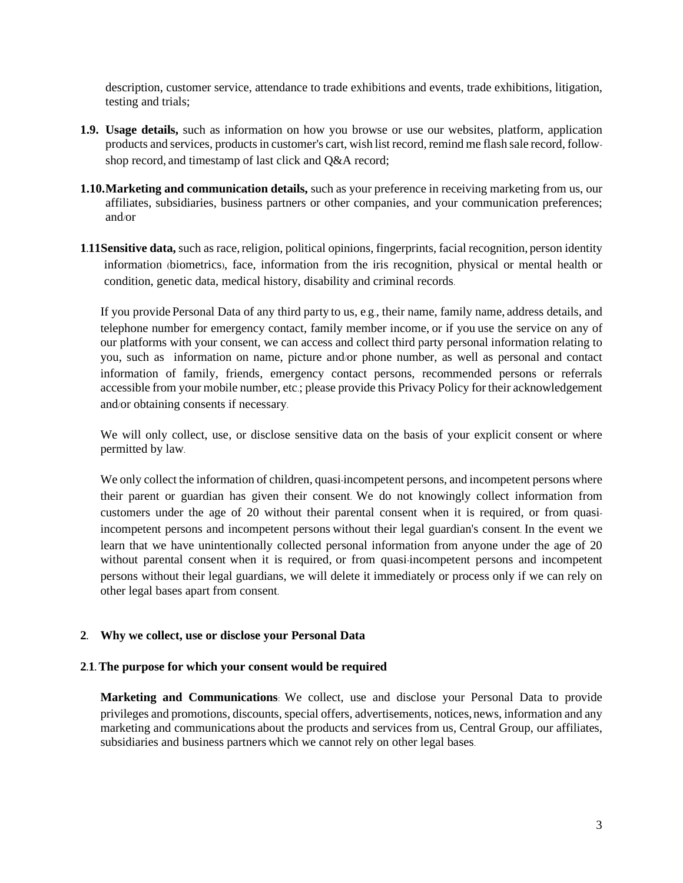description, customer service, attendance to trade exhibitions and events, trade exhibitions, litigation, testing and trials;

**1.9. Usage details,** such as information on how you browse or use our websites, platform, application products and services, products in customer's cart, wish list record, remind me flash sale record, follow-shop record, and timestamp of last click and Q&A record;

**1.10. Marketing and communication details,** such as your preference in receiving marketing from us, our affiliates, subsidiaries, business partners or other companies, and your communication preferences; and/or

**1.11 Sensitive data,** such as race, religion, political opinions, fingerprints, facial recognition, person identity information (biometrics), face, information from the iris recognition, physical or mental health or condition, genetic data, medical history, disability and criminal records.

If you provide Personal Data of any third party to us, e.g., their name, family name, address details, and telephone number for emergency contact, family member income, or if you use the service on any of our platforms with your consent, we can access and collect third party personal information relating to you, such as information on name, picture and/or phone number, as well as personal and contact information of family, friends, emergency contact persons, recommended persons or referrals accessible from your mobile number, etc.; please provide this Privacy Policy for their acknowledgement and/or obtaining consents if necessary.

We will only collect, use, or disclose sensitive data on the basis of your explicit consent or where permitted by law.

We only collect the information of children, quasi-incompetent persons, and incompetent persons where their parent or guardian has given their consent. We do not knowingly collect information from customers under the age of 20 without their parental consent when it is required, or from quasi-incompetent persons and incompetent persons without their legal guardian's consent. In the event we learn that we have unintentionally collected personal information from anyone under the age of 20 without parental consent when it is required, or from quasi-incompetent persons and incompetent persons without their legal guardians, we will delete it immediately or process only if we can rely on other legal bases apart from consent.

## 2. Why we collect, use or disclose your Personal Data

### 2.1. The purpose for which your consent would be required

**Marketing and Communications**: We collect, use and disclose your Personal Data to provide privileges and promotions, discounts, special offers, advertisements, notices, news, information and any marketing and communications about the products and services from us, Central Group, our affiliates, subsidiaries and business partners which we cannot rely on other legal bases.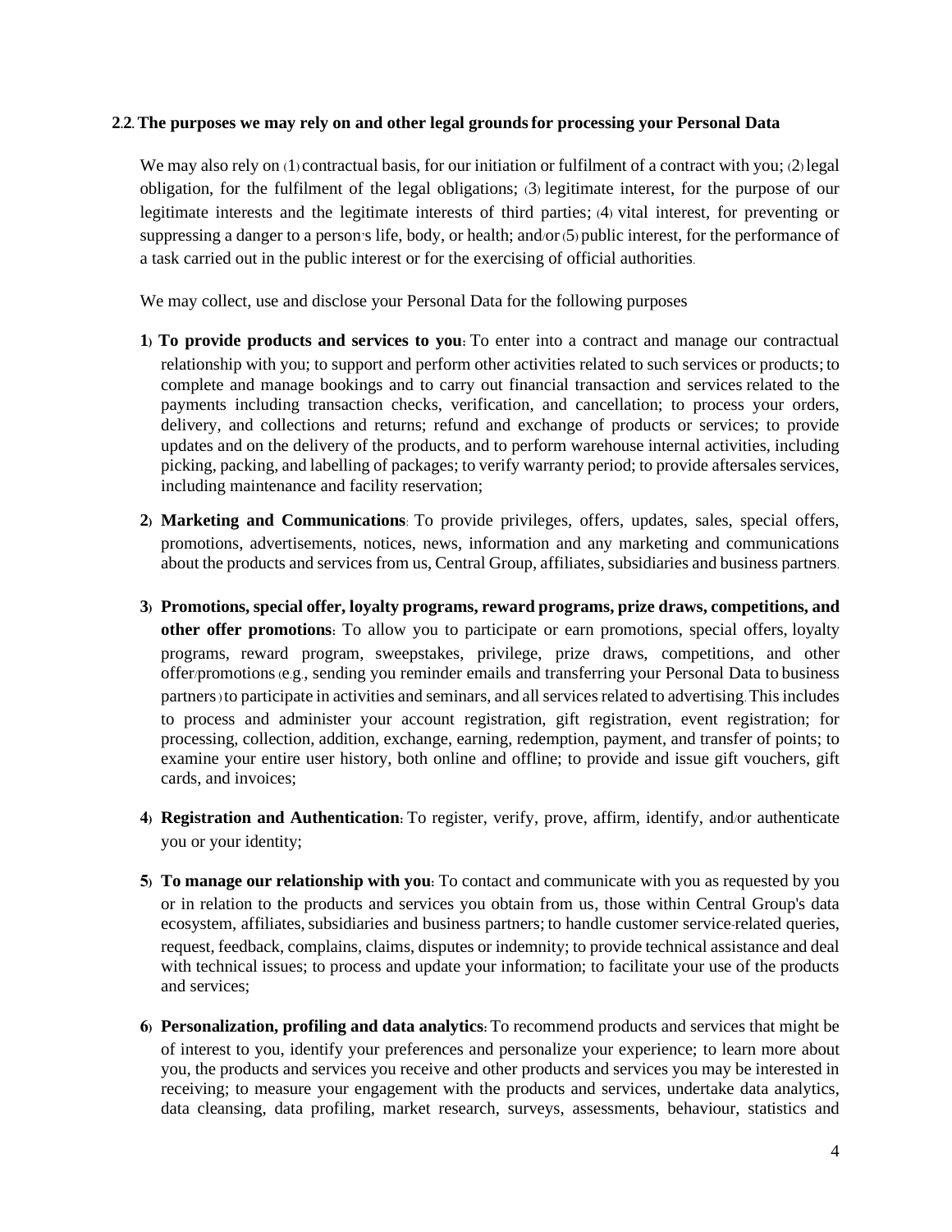**2.2. The purposes we may rely on and other legal grounds for processing your Personal Data**

We may also rely on (1) contractual basis, for our initiation or fulfilment of a contract with you; (2) legal obligation, for the fulfilment of the legal obligations; (3) legitimate interest, for the purpose of our legitimate interests and the legitimate interests of third parties; (4) vital interest, for preventing or suppressing a danger to a person's life, body, or health; and/or (5) public interest, for the performance of a task carried out in the public interest or for the exercising of official authorities.

We may collect, use and disclose your Personal Data for the following purposes

1) **To provide products and services to you:** To enter into a contract and manage our contractual relationship with you; to support and perform other activities related to such services or products; to complete and manage bookings and to carry out financial transaction and services related to the payments including transaction checks, verification, and cancellation; to process your orders, delivery, and collections and returns; refund and exchange of products or services; to provide updates and on the delivery of the products, and to perform warehouse internal activities, including picking, packing, and labelling of packages; to verify warranty period; to provide aftersales services, including maintenance and facility reservation;

2) **Marketing and Communications**: To provide privileges, offers, updates, sales, special offers, promotions, advertisements, notices, news, information and any marketing and communications about the products and services from us, Central Group, affiliates, subsidiaries and business partners.

3) **Promotions, special offer, loyalty programs, reward programs, prize draws, competitions, and other offer promotions:** To allow you to participate or earn promotions, special offers, loyalty programs, reward program, sweepstakes, privilege, prize draws, competitions, and other offer/promotions (e.g., sending you reminder emails and transferring your Personal Data to business partners) to participate in activities and seminars, and all services related to advertising. This includes to process and administer your account registration, gift registration, event registration; for processing, collection, addition, exchange, earning, redemption, payment, and transfer of points; to examine your entire user history, both online and offline; to provide and issue gift vouchers, gift cards, and invoices;

4) **Registration and Authentication:** To register, verify, prove, affirm, identify, and/or authenticate you or your identity;

5) **To manage our relationship with you:** To contact and communicate with you as requested by you or in relation to the products and services you obtain from us, those within Central Group's data ecosystem, affiliates, subsidiaries and business partners; to handle customer service-related queries, request, feedback, complains, claims, disputes or indemnity; to provide technical assistance and deal with technical issues; to process and update your information; to facilitate your use of the products and services;

6) **Personalization, profiling and data analytics:** To recommend products and services that might be of interest to you, identify your preferences and personalize your experience; to learn more about you, the products and services you receive and other products and services you may be interested in receiving; to measure your engagement with the products and services, undertake data analytics, data cleansing, data profiling, market research, surveys, assessments, behaviour, statistics and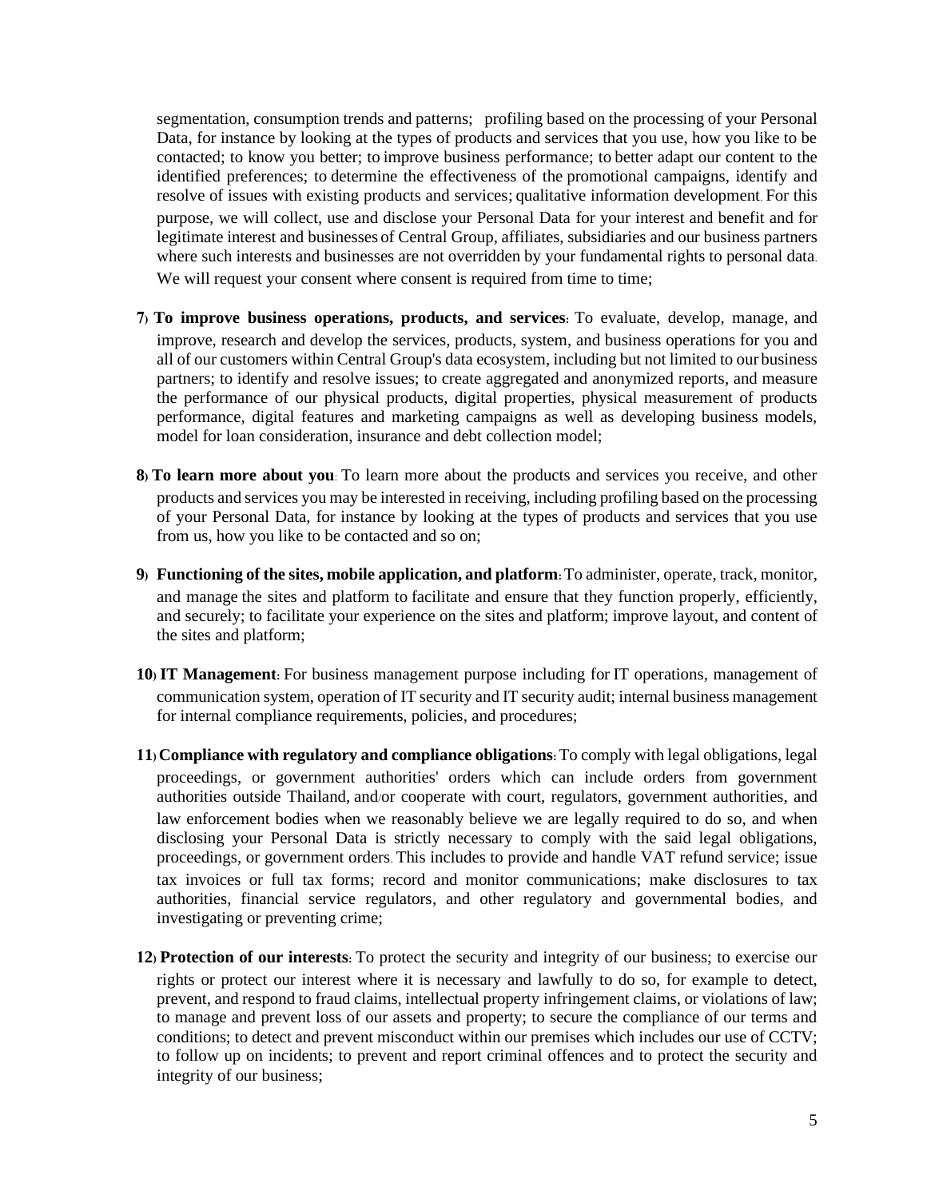segmentation, consumption trends and patterns; profiling based on the processing of your Personal Data, for instance by looking at the types of products and services that you use, how you like to be contacted; to know you better; to improve business performance; to better adapt our content to the identified preferences; to determine the effectiveness of the promotional campaigns, identify and resolve of issues with existing products and services; qualitative information development. For this purpose, we will collect, use and disclose your Personal Data for your interest and benefit and for legitimate interest and businesses of Central Group, affiliates, subsidiaries and our business partners where such interests and businesses are not overridden by your fundamental rights to personal data. We will request your consent where consent is required from time to time;

7) **To improve business operations, products, and services**: To evaluate, develop, manage, and improve, research and develop the services, products, system, and business operations for you and all of our customers within Central Group's data ecosystem, including but not limited to our business partners; to identify and resolve issues; to create aggregated and anonymized reports, and measure the performance of our physical products, digital properties, physical measurement of products performance, digital features and marketing campaigns as well as developing business models, model for loan consideration, insurance and debt collection model;

8) **To learn more about you**: To learn more about the products and services you receive, and other products and services you may be interested in receiving, including profiling based on the processing of your Personal Data, for instance by looking at the types of products and services that you use from us, how you like to be contacted and so on;

9) **Functioning of the sites, mobile application, and platform**: To administer, operate, track, monitor, and manage the sites and platform to facilitate and ensure that they function properly, efficiently, and securely; to facilitate your experience on the sites and platform; improve layout, and content of the sites and platform;

10) **IT Management**: For business management purpose including for IT operations, management of communication system, operation of IT security and IT security audit; internal business management for internal compliance requirements, policies, and procedures;

11) **Compliance with regulatory and compliance obligations**: To comply with legal obligations, legal proceedings, or government authorities' orders which can include orders from government authorities outside Thailand, and/or cooperate with court, regulators, government authorities, and law enforcement bodies when we reasonably believe we are legally required to do so, and when disclosing your Personal Data is strictly necessary to comply with the said legal obligations, proceedings, or government orders. This includes to provide and handle VAT refund service; issue tax invoices or full tax forms; record and monitor communications; make disclosures to tax authorities, financial service regulators, and other regulatory and governmental bodies, and investigating or preventing crime;

12) **Protection of our interests**: To protect the security and integrity of our business; to exercise our rights or protect our interest where it is necessary and lawfully to do so, for example to detect, prevent, and respond to fraud claims, intellectual property infringement claims, or violations of law; to manage and prevent loss of our assets and property; to secure the compliance of our terms and conditions; to detect and prevent misconduct within our premises which includes our use of CCTV; to follow up on incidents; to prevent and report criminal offences and to protect the security and integrity of our business;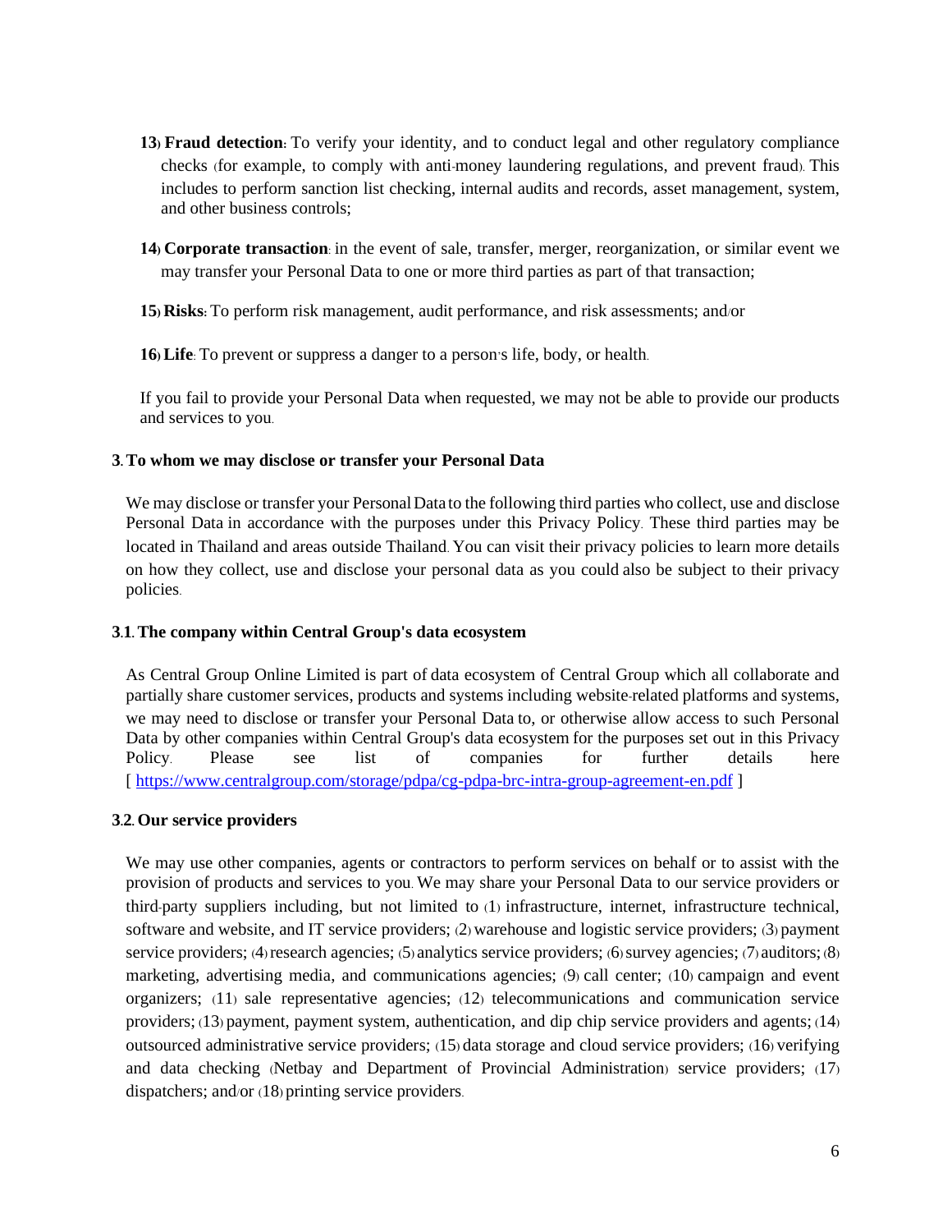13) **Fraud detection:** To verify your identity, and to conduct legal and other regulatory compliance checks (for example, to comply with anti-money laundering regulations, and prevent fraud). This includes to perform sanction list checking, internal audits and records, asset management, system, and other business controls;

14) **Corporate transaction**: in the event of sale, transfer, merger, reorganization, or similar event we may transfer your Personal Data to one or more third parties as part of that transaction;

15) **Risks:** To perform risk management, audit performance, and risk assessments; and/or

16) **Life**: To prevent or suppress a danger to a person's life, body, or health.

If you fail to provide your Personal Data when requested, we may not be able to provide our products and services to you.

### 3. To whom we may disclose or transfer your Personal Data

We may disclose or transfer your Personal Data to the following third parties who collect, use and disclose Personal Data in accordance with the purposes under this Privacy Policy. These third parties may be located in Thailand and areas outside Thailand. You can visit their privacy policies to learn more details on how they collect, use and disclose your personal data as you could also be subject to their privacy policies.

### 3.1. The company within Central Group's data ecosystem

As Central Group Online Limited is part of data ecosystem of Central Group which all collaborate and partially share customer services, products and systems including website-related platforms and systems, we may need to disclose or transfer your Personal Data to, or otherwise allow access to such Personal Data by other companies within Central Group's data ecosystem for the purposes set out in this Privacy Policy. Please see list of companies for further details here [ https://www.centralgroup.com/storage/pdpa/cg-pdpa-brc-intra-group-agreement-en.pdf ]

### 3.2. Our service providers

We may use other companies, agents or contractors to perform services on behalf or to assist with the provision of products and services to you. We may share your Personal Data to our service providers or third-party suppliers including, but not limited to (1) infrastructure, internet, infrastructure technical, software and website, and IT service providers; (2) warehouse and logistic service providers; (3) payment service providers; (4) research agencies; (5) analytics service providers; (6) survey agencies; (7) auditors; (8) marketing, advertising media, and communications agencies; (9) call center; (10) campaign and event organizers; (11) sale representative agencies; (12) telecommunications and communication service providers; (13) payment, payment system, authentication, and dip chip service providers and agents; (14) outsourced administrative service providers; (15) data storage and cloud service providers; (16) verifying and data checking (Netbay and Department of Provincial Administration) service providers; (17) dispatchers; and/or (18) printing service providers.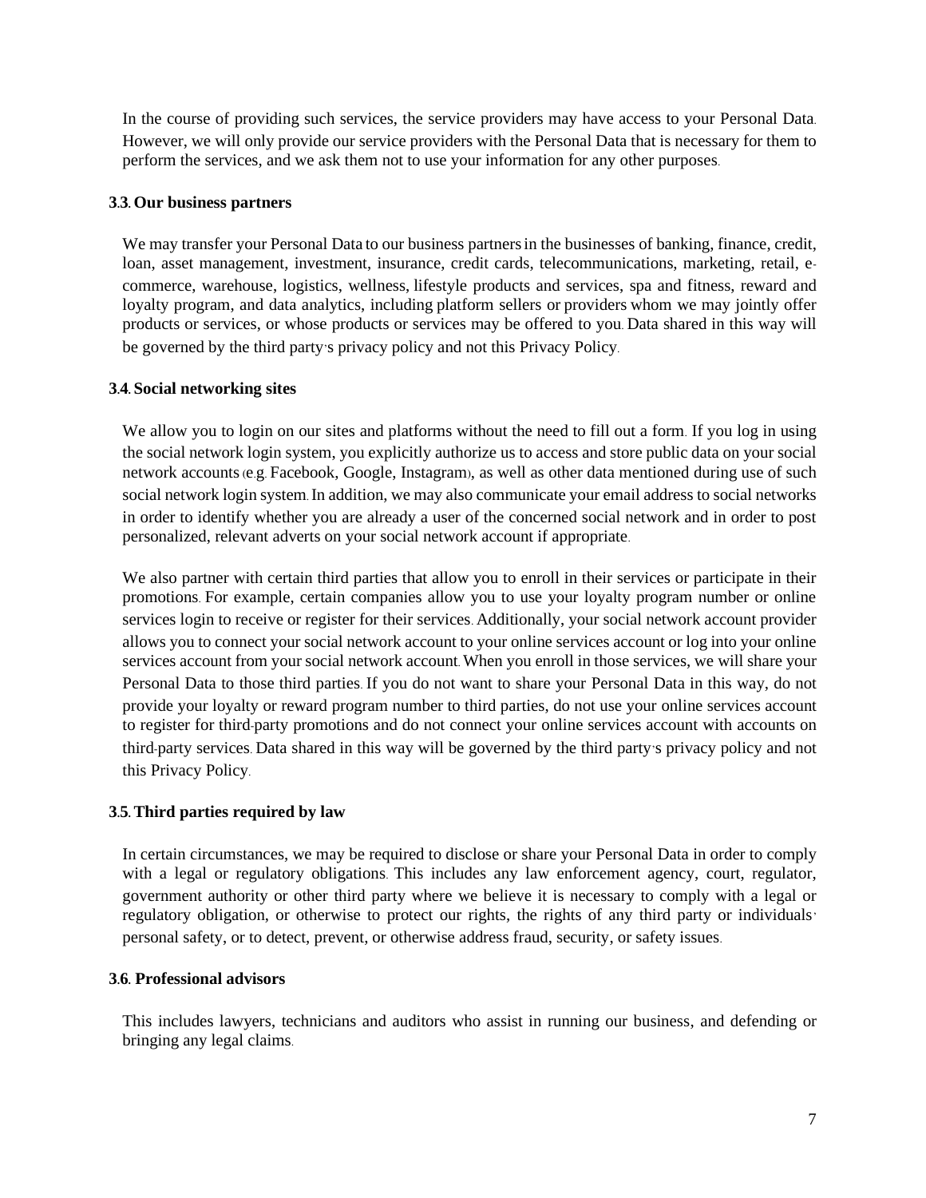In the course of providing such services, the service providers may have access to your Personal Data. However, we will only provide our service providers with the Personal Data that is necessary for them to perform the services, and we ask them not to use your information for any other purposes.

### 3.3. Our business partners

We may transfer your Personal Data to our business partners in the businesses of banking, finance, credit, loan, asset management, investment, insurance, credit cards, telecommunications, marketing, retail, e-commerce, warehouse, logistics, wellness, lifestyle products and services, spa and fitness, reward and loyalty program, and data analytics, including platform sellers or providers whom we may jointly offer products or services, or whose products or services may be offered to you. Data shared in this way will be governed by the third party's privacy policy and not this Privacy Policy.

### 3.4. Social networking sites

We allow you to login on our sites and platforms without the need to fill out a form. If you log in using the social network login system, you explicitly authorize us to access and store public data on your social network accounts (e.g. Facebook, Google, Instagram), as well as other data mentioned during use of such social network login system. In addition, we may also communicate your email address to social networks in order to identify whether you are already a user of the concerned social network and in order to post personalized, relevant adverts on your social network account if appropriate.

We also partner with certain third parties that allow you to enroll in their services or participate in their promotions. For example, certain companies allow you to use your loyalty program number or online services login to receive or register for their services. Additionally, your social network account provider allows you to connect your social network account to your online services account or log into your online services account from your social network account. When you enroll in those services, we will share your Personal Data to those third parties. If you do not want to share your Personal Data in this way, do not provide your loyalty or reward program number to third parties, do not use your online services account to register for third-party promotions and do not connect your online services account with accounts on third-party services. Data shared in this way will be governed by the third party's privacy policy and not this Privacy Policy.

### 3.5. Third parties required by law

In certain circumstances, we may be required to disclose or share your Personal Data in order to comply with a legal or regulatory obligations. This includes any law enforcement agency, court, regulator, government authority or other third party where we believe it is necessary to comply with a legal or regulatory obligation, or otherwise to protect our rights, the rights of any third party or individuals' personal safety, or to detect, prevent, or otherwise address fraud, security, or safety issues.

### 3.6. Professional advisors

This includes lawyers, technicians and auditors who assist in running our business, and defending or bringing any legal claims.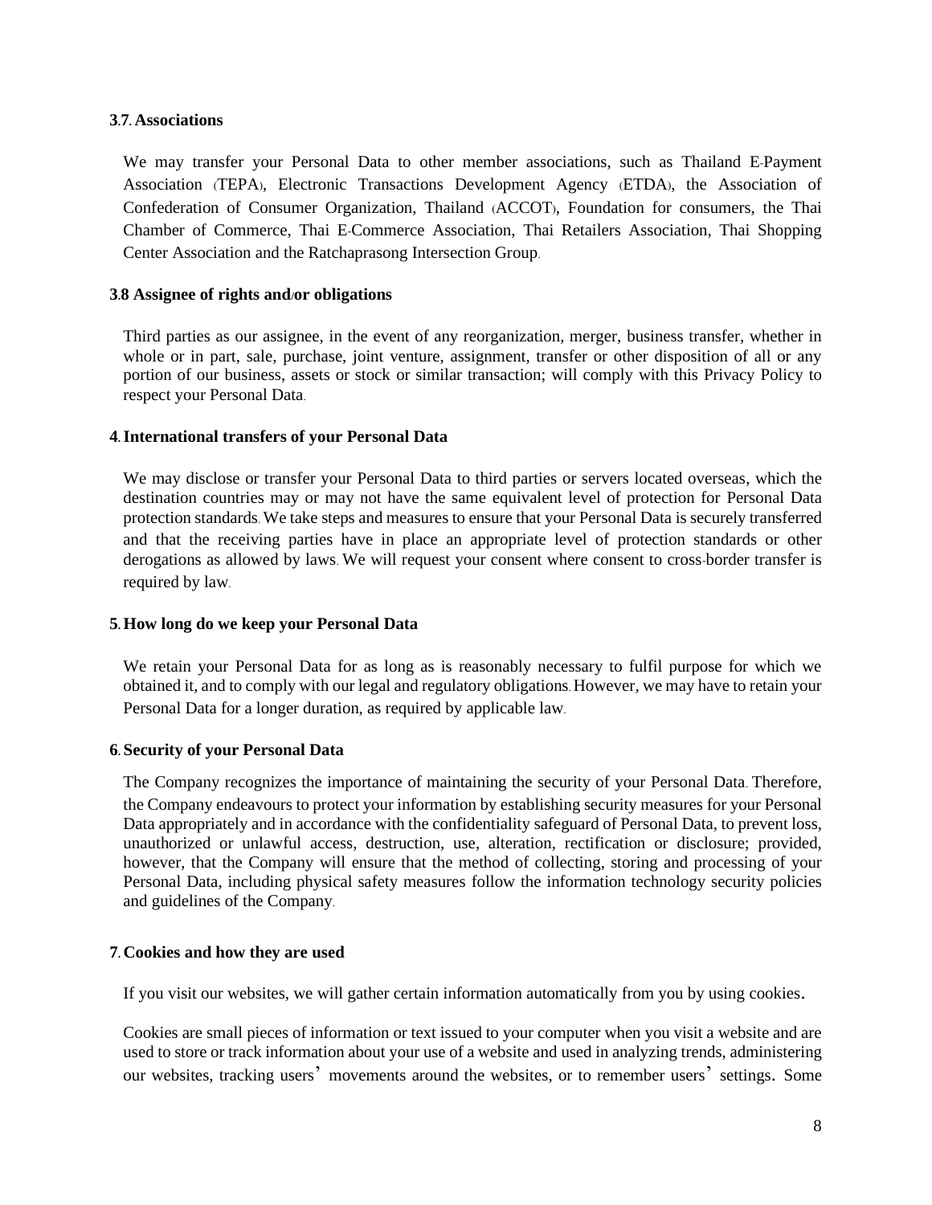### 3.7. Associations

We may transfer your Personal Data to other member associations, such as Thailand E-Payment Association (TEPA), Electronic Transactions Development Agency (ETDA), the Association of Confederation of Consumer Organization, Thailand (ACCOT), Foundation for consumers, the Thai Chamber of Commerce, Thai E-Commerce Association, Thai Retailers Association, Thai Shopping Center Association and the Ratchaprasong Intersection Group.

### 3.8 Assignee of rights and/or obligations

Third parties as our assignee, in the event of any reorganization, merger, business transfer, whether in whole or in part, sale, purchase, joint venture, assignment, transfer or other disposition of all or any portion of our business, assets or stock or similar transaction; will comply with this Privacy Policy to respect your Personal Data.

## 4. International transfers of your Personal Data

We may disclose or transfer your Personal Data to third parties or servers located overseas, which the destination countries may or may not have the same equivalent level of protection for Personal Data protection standards. We take steps and measures to ensure that your Personal Data is securely transferred and that the receiving parties have in place an appropriate level of protection standards or other derogations as allowed by laws. We will request your consent where consent to cross-border transfer is required by law.

## 5. How long do we keep your Personal Data

We retain your Personal Data for as long as is reasonably necessary to fulfil purpose for which we obtained it, and to comply with our legal and regulatory obligations. However, we may have to retain your Personal Data for a longer duration, as required by applicable law.

## 6. Security of your Personal Data

The Company recognizes the importance of maintaining the security of your Personal Data. Therefore, the Company endeavours to protect your information by establishing security measures for your Personal Data appropriately and in accordance with the confidentiality safeguard of Personal Data, to prevent loss, unauthorized or unlawful access, destruction, use, alteration, rectification or disclosure; provided, however, that the Company will ensure that the method of collecting, storing and processing of your Personal Data, including physical safety measures follow the information technology security policies and guidelines of the Company.

## 7. Cookies and how they are used

If you visit our websites, we will gather certain information automatically from you by using cookies.

Cookies are small pieces of information or text issued to your computer when you visit a website and are used to store or track information about your use of a website and used in analyzing trends, administering our websites, tracking users' movements around the websites, or to remember users' settings. Some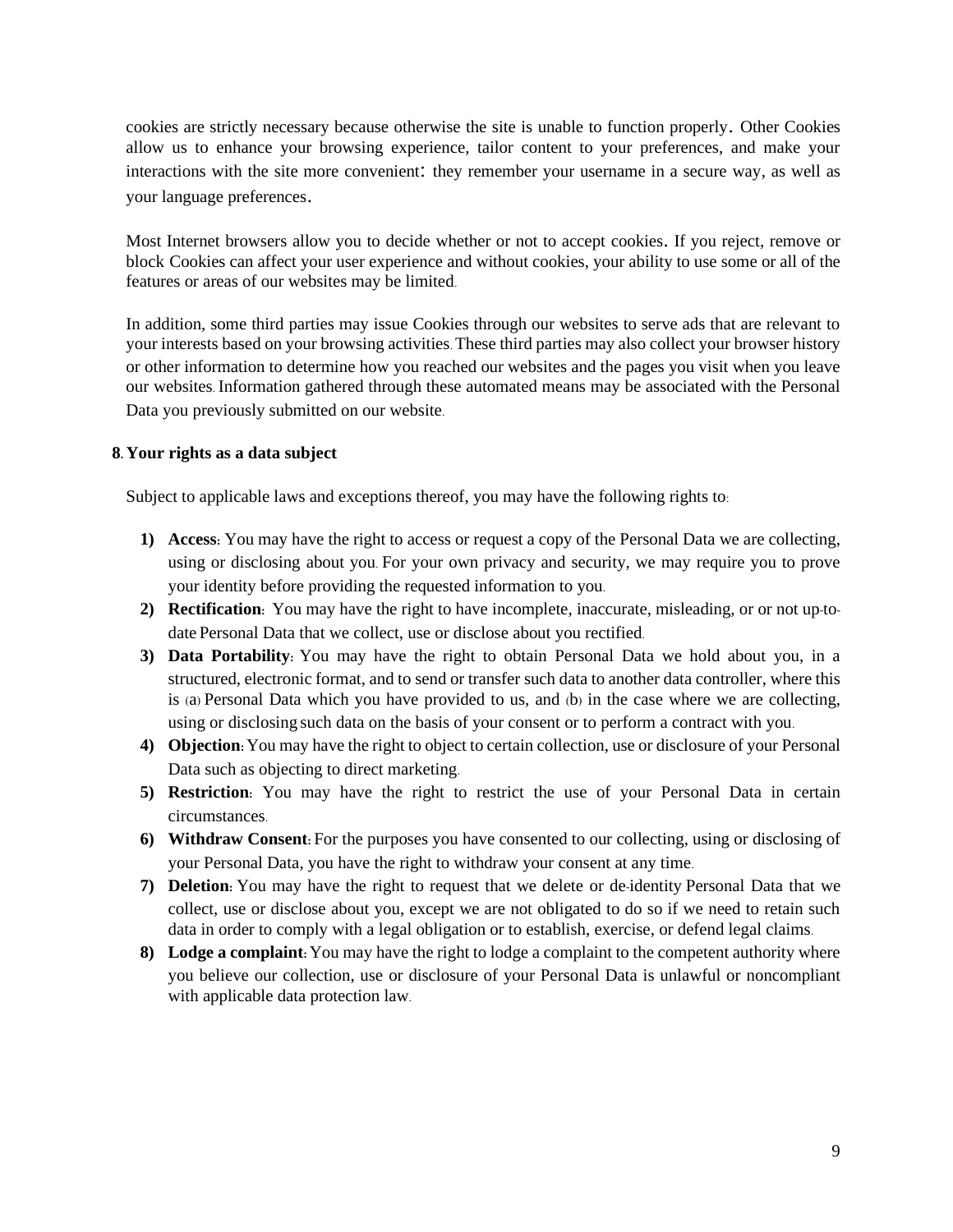cookies are strictly necessary because otherwise the site is unable to function properly. Other Cookies allow us to enhance your browsing experience, tailor content to your preferences, and make your interactions with the site more convenient: they remember your username in a secure way, as well as your language preferences.

Most Internet browsers allow you to decide whether or not to accept cookies. If you reject, remove or block Cookies can affect your user experience and without cookies, your ability to use some or all of the features or areas of our websites may be limited.

In addition, some third parties may issue Cookies through our websites to serve ads that are relevant to your interests based on your browsing activities. These third parties may also collect your browser history or other information to determine how you reached our websites and the pages you visit when you leave our websites. Information gathered through these automated means may be associated with the Personal Data you previously submitted on our website.

## 8. Your rights as a data subject

Subject to applicable laws and exceptions thereof, you may have the following rights to:

1) **Access:** You may have the right to access or request a copy of the Personal Data we are collecting, using or disclosing about you. For your own privacy and security, we may require you to prove your identity before providing the requested information to you.
2) **Rectification:** You may have the right to have incomplete, inaccurate, misleading, or or not up-to-date Personal Data that we collect, use or disclose about you rectified.
3) **Data Portability:** You may have the right to obtain Personal Data we hold about you, in a structured, electronic format, and to send or transfer such data to another data controller, where this is (a) Personal Data which you have provided to us, and (b) in the case where we are collecting, using or disclosing such data on the basis of your consent or to perform a contract with you.
4) **Objection:** You may have the right to object to certain collection, use or disclosure of your Personal Data such as objecting to direct marketing.
5) **Restriction:** You may have the right to restrict the use of your Personal Data in certain circumstances.
6) **Withdraw Consent:** For the purposes you have consented to our collecting, using or disclosing of your Personal Data, you have the right to withdraw your consent at any time.
7) **Deletion:** You may have the right to request that we delete or de-identity Personal Data that we collect, use or disclose about you, except we are not obligated to do so if we need to retain such data in order to comply with a legal obligation or to establish, exercise, or defend legal claims.
8) **Lodge a complaint:** You may have the right to lodge a complaint to the competent authority where you believe our collection, use or disclosure of your Personal Data is unlawful or noncompliant with applicable data protection law.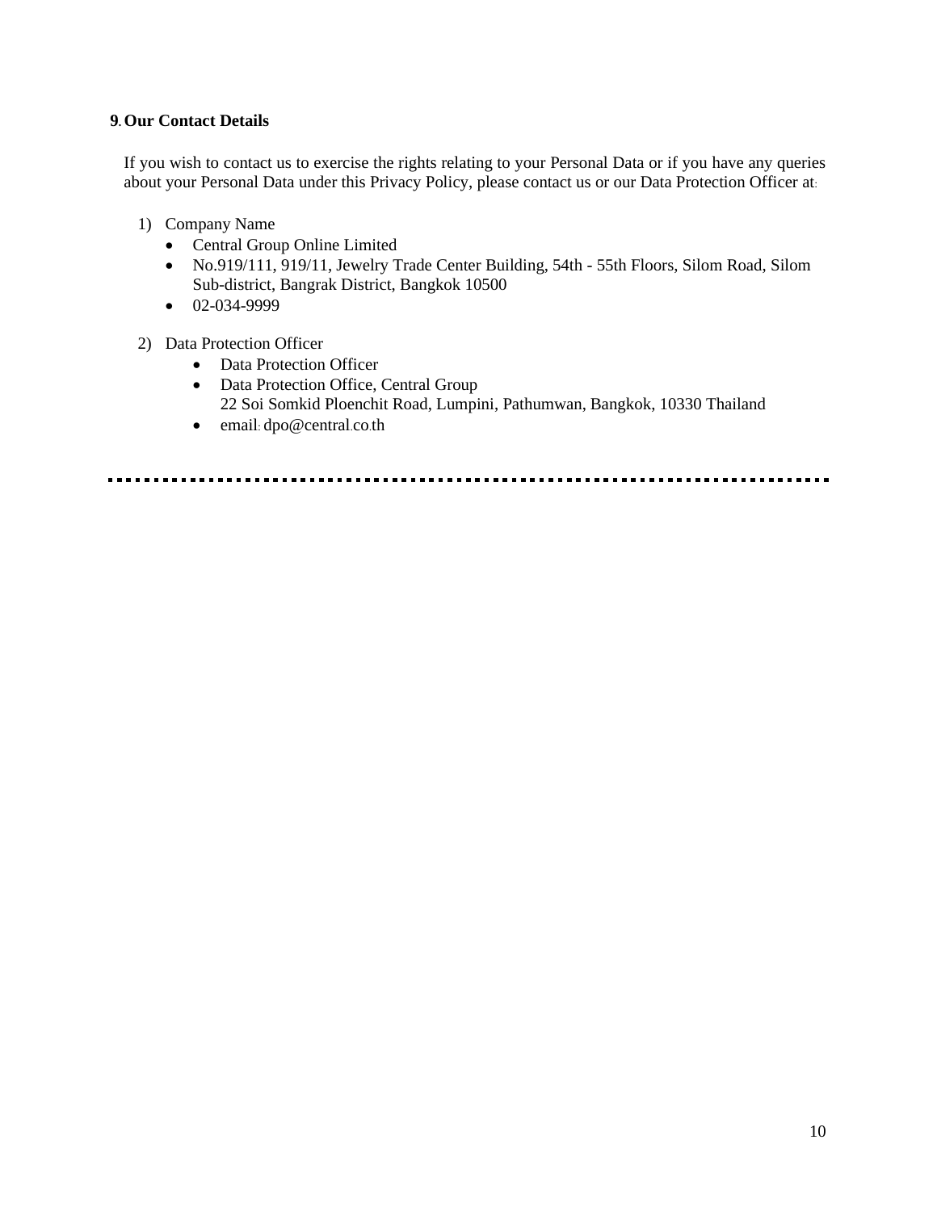## 9. Our Contact Details

If you wish to contact us to exercise the rights relating to your Personal Data or if you have any queries about your Personal Data under this Privacy Policy, please contact us or our Data Protection Officer at:

1) Company Name
    - Central Group Online Limited
    - No.919/111, 919/11, Jewelry Trade Center Building, 54th - 55th Floors, Silom Road, Silom Sub-district, Bangrak District, Bangkok 10500
    - 02-034-9999

2) Data Protection Officer
    - Data Protection Officer
    - Data Protection Office, Central Group
      22 Soi Somkid Ploenchit Road, Lumpini, Pathumwan, Bangkok, 10330 Thailand
    - email: dpo@central.co.th

---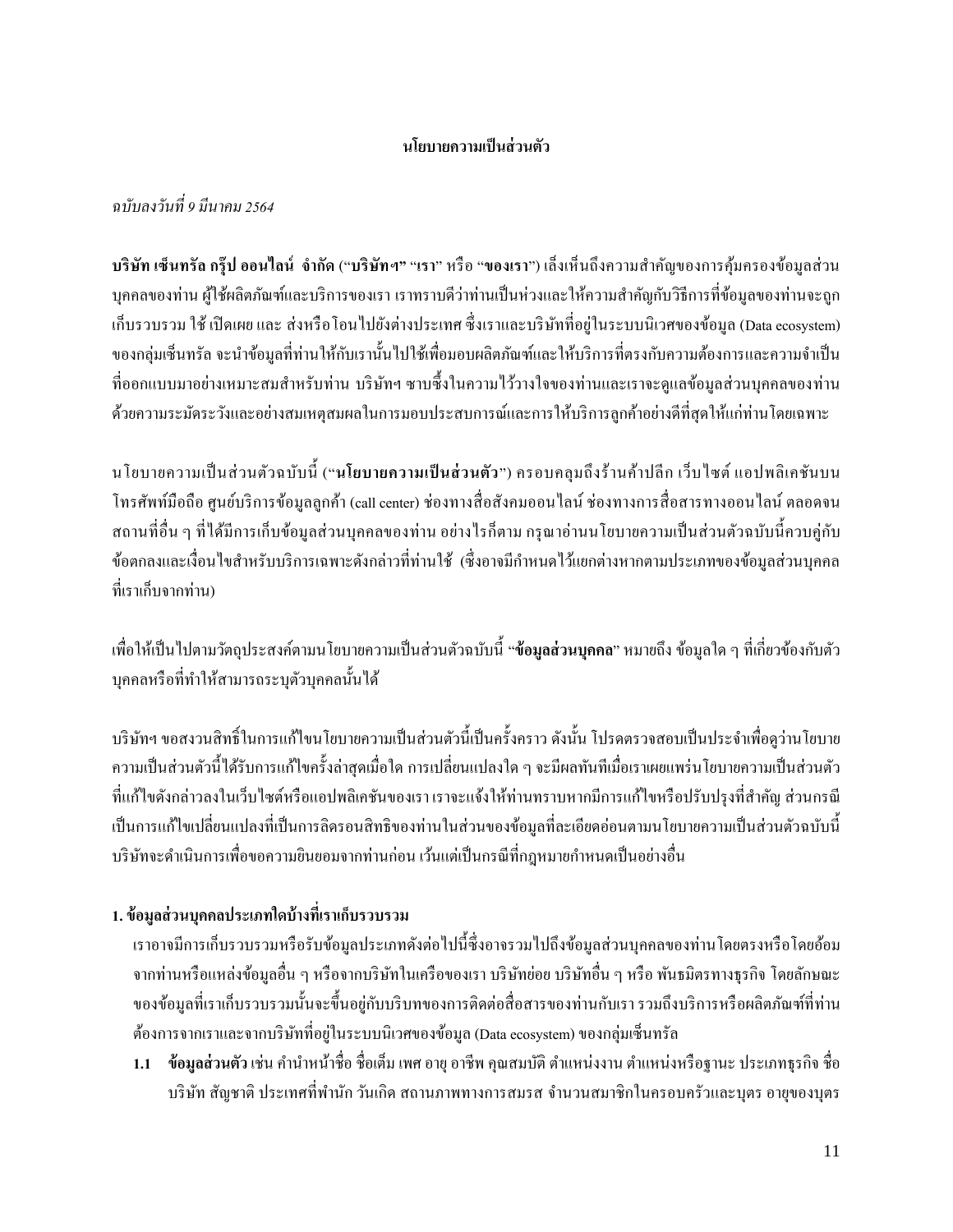# นโยบายความเป็นส่วนตัว

*ฉบับลงวันที่ 9 มีนาคม 2564*

**บริษัท เซ็นทรัล กรุ๊ป ออนไลน์ จำกัด** ("**บริษัทฯ**" "**เรา**" หรือ "**ของเรา**") เล็งเห็นถึงความสำคัญของการคุ้มครองข้อมูลส่วนบุคคลของท่าน ผู้ใช้ผลิตภัณฑ์และบริการของเรา เราทราบดีว่าท่านเป็นห่วงและให้ความสำคัญกับวิธีการที่ข้อมูลของท่านจะถูกเก็บรวบรวม ใช้ เปิดเผย และ ส่งหรือโอนไปยังต่างประเทศ ซึ่งเราและบริษัทที่อยู่ในระบบนิเวศของข้อมูล (Data ecosystem) ของกลุ่มเซ็นทรัล จะนำข้อมูลที่ท่านให้กับเรานั้นไปใช้เพื่อมอบผลิตภัณฑ์และให้บริการที่ตรงกับความต้องการและความจำเป็นที่ออกแบบมาอย่างเหมาะสมสำหรับท่าน บริษัทฯ ซาบซึ้งในความไว้วางใจของท่านและเราจะดูแลข้อมูลส่วนบุคคลของท่านด้วยความระมัดระวังและอย่างสมเหตุสมผลในการมอบประสบการณ์และการให้บริการลูกค้าอย่างดีที่สุดให้แก่ท่านโดยเฉพาะ

นโยบายความเป็นส่วนตัวฉบับนี้ ("**นโยบายความเป็นส่วนตัว**") ครอบคลุมถึงร้านค้าปลีก เว็บไซต์ แอปพลิเคชันบนโทรศัพท์มือถือ ศูนย์บริการข้อมูลลูกค้า (call center) ช่องทางสื่อสังคมออนไลน์ ช่องทางการสื่อสารทางออนไลน์ ตลอดจนสถานที่อื่น ๆ ที่ได้มีการเก็บข้อมูลส่วนบุคคลของท่าน อย่างไรก็ตาม กรุณาอ่านนโยบายความเป็นส่วนตัวฉบับนี้ควบคู่กับข้อตกลงและเงื่อนไขสำหรับบริการเฉพาะดังกล่าวที่ท่านใช้ (ซึ่งอาจมีกำหนดไว้แยกต่างหากตามประเภทของข้อมูลส่วนบุคคลที่เราเก็บจากท่าน)

เพื่อให้เป็นไปตามวัตถุประสงค์ตามนโยบายความเป็นส่วนตัวฉบับนี้ "**ข้อมูลส่วนบุคคล**" หมายถึง ข้อมูลใด ๆ ที่เกี่ยวข้องกับตัวบุคคลหรือที่ทำให้สามารถระบุตัวบุคคลนั้นได้

บริษัทฯ ขอสงวนสิทธิ์ในการแก้ไขนโยบายความเป็นส่วนตัวนี้เป็นครั้งคราว ดังนั้น โปรดตรวจสอบเป็นประจำเพื่อดูว่านโยบายความเป็นส่วนตัวนี้ได้รับการแก้ไขครั้งล่าสุดเมื่อใด การเปลี่ยนแปลงใด ๆ จะมีผลทันทีเมื่อเราเผยแพร่นโยบายความเป็นส่วนตัวที่แก้ไขดังกล่าวลงในเว็บไซต์หรือแอปพลิเคชันของเรา เราจะแจ้งให้ท่านทราบหากมีการแก้ไขหรือปรับปรุงที่สำคัญ ส่วนกรณีเป็นการแก้ไขเปลี่ยนแปลงที่เป็นการลิดรอนสิทธิของท่านในส่วนของข้อมูลที่ละเอียดอ่อนตามนโยบายความเป็นส่วนตัวฉบับนี้ บริษัทจะดำเนินการเพื่อขอความยินยอมจากท่านก่อน เว้นแต่เป็นกรณีที่กฎหมายกำหนดเป็นอย่างอื่น

## 1. ข้อมูลส่วนบุคคลประเภทใดบ้างที่เราเก็บรวบรวม

เราอาจมีการเก็บรวบรวมหรือรับข้อมูลประเภทดังต่อไปนี้ซึ่งอาจรวมไปถึงข้อมูลส่วนบุคคลของท่านโดยตรงหรือโดยอ้อมจากท่านหรือแหล่งข้อมูลอื่น ๆ หรือจากบริษัทในเครือของเรา บริษัทย่อย บริษัทอื่น ๆ หรือ พันธมิตรทางธุรกิจ โดยลักษณะของข้อมูลที่เราเก็บรวบรวมนั้นจะขึ้นอยู่กับบริบทของการติดต่อสื่อสารของท่านกับเรา รวมถึงบริการหรือผลิตภัณฑ์ที่ท่านต้องการจากเราและจากบริษัทที่อยู่ในระบบนิเวศของข้อมูล (Data ecosystem) ของกลุ่มเซ็นทรัล

**1.1 ข้อมูลส่วนตัว** เช่น คำนำหน้าชื่อ ชื่อเต็ม เพศ อายุ อาชีพ คุณสมบัติ ตำแหน่งงาน ตำแหน่งหรือฐานะ ประเภทธุรกิจ ชื่อบริษัท สัญชาติ ประเทศที่พำนัก วันเกิด สถานภาพทางการสมรส จำนวนสมาชิกในครอบครัวและบุตร อายุของบุตร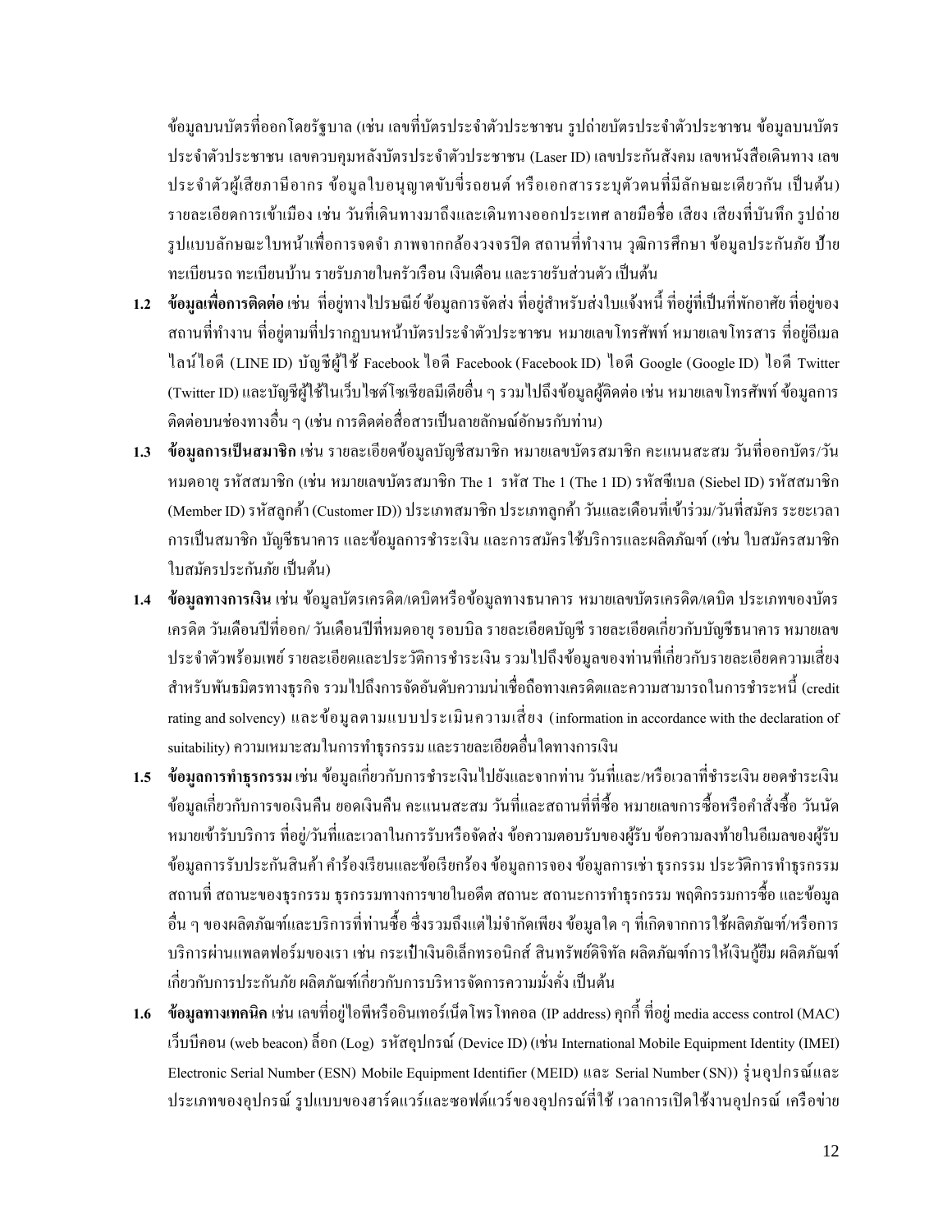ข้อมูลบนบัตรที่ออกโดยรัฐบาล (เช่น เลขที่บัตรประจำตัวประชาชน รูปถ่ายบัตรประจำตัวประชาชน ข้อมูลบนบัตรประจำตัวประชาชน เลขควบคุมหลังบัตรประจำตัวประชาชน (Laser ID) เลขประกันสังคม เลขหนังสือเดินทาง เลขประจำตัวผู้เสียภาษีอากร ข้อมูลใบอนุญาตขับขี่รถยนต์ หรือเอกสารระบุตัวตนที่มีลักษณะเดียวกัน เป็นต้น) รายละเอียดการเข้าเมือง เช่น วันที่เดินทางมาถึงและเดินทางออกประเทศ ลายมือชื่อ เสียง เสียงที่บันทึก รูปถ่าย รูปแบบลักษณะใบหน้าเพื่อการจดจำ ภาพจากกล้องวงจรปิด สถานที่ทำงาน วุฒิการศึกษา ข้อมูลประกันภัย ป้ายทะเบียนรถ ทะเบียนบ้าน รายรับภายในครัวเรือน เงินเดือน และรายรับส่วนตัว เป็นต้น

**1.2** **ข้อมูลเพื่อการติดต่อ** เช่น ที่อยู่ทางไปรษณีย์ ข้อมูลการจัดส่ง ที่อยู่สำหรับส่งใบแจ้งหนี้ ที่อยู่ที่เป็นที่พักอาศัย ที่อยู่ของสถานที่ทำงาน ที่อยู่ตามที่ปรากฏบนหน้าบัตรประจำตัวประชาชน หมายเลขโทรศัพท์ หมายเลขโทรสาร ที่อยู่อีเมล ไลน์ไอดี (LINE ID) บัญชีผู้ใช้ Facebook ไอดี Facebook (Facebook ID) ไอดี Google (Google ID) ไอดี Twitter (Twitter ID) และบัญชีผู้ใช้ในเว็บไซต์โซเชียลมีเดียอื่น ๆ รวมไปถึงข้อมูลผู้ติดต่อ เช่น หมายเลขโทรศัพท์ ข้อมูลการติดต่อบนช่องทางอื่น ๆ (เช่น การติดต่อสื่อสารเป็นลายลักษณ์อักษรกับท่าน)

**1.3** **ข้อมูลการเป็นสมาชิก** เช่น รายละเอียดข้อมูลบัญชีสมาชิก หมายเลขบัตรสมาชิก คะแนนสะสม วันที่ออกบัตร/วันหมดอายุ รหัสสมาชิก (เช่น หมายเลขบัตรสมาชิก The 1 รหัส The 1 (The 1 ID) รหัสซีเบล (Siebel ID) รหัสสมาชิก (Member ID) รหัสลูกค้า (Customer ID)) ประเภทสมาชิก ประเภทลูกค้า วันและเดือนที่เข้าร่วม/วันที่สมัคร ระยะเวลาการเป็นสมาชิก บัญชีธนาคาร และข้อมูลการชำระเงิน และการสมัครใช้บริการและผลิตภัณฑ์ (เช่น ใบสมัครสมาชิก ใบสมัครประกันภัย เป็นต้น)

**1.4** **ข้อมูลทางการเงิน** เช่น ข้อมูลบัตรเครดิต/เดบิตหรือข้อมูลทางธนาคาร หมายเลขบัตรเครดิต/เดบิต ประเภทของบัตรเครดิต วันเดือนปีที่ออก/ วันเดือนปีที่หมดอายุ รอบบิล รายละเอียดบัญชี รายละเอียดเกี่ยวกับบัญชีธนาคาร หมายเลขประจำตัวพร้อมเพย์ รายละเอียดและประวัติการชำระเงิน รวมไปถึงข้อมูลของท่านที่เกี่ยวกับรายละเอียดความเสี่ยงสำหรับพันธมิตรทางธุรกิจ รวมไปถึงการจัดอันดับความน่าเชื่อถือทางเครดิตและความสามารถในการชำระหนี้ (credit rating and solvency) และข้อมูลตามแบบประเมินความเสี่ยง (information in accordance with the declaration of suitability) ความเหมาะสมในการทำธุรกรรม และรายละเอียดอื่นใดทางการเงิน

**1.5** **ข้อมูลการทำธุรกรรม** เช่น ข้อมูลเกี่ยวกับการชำระเงินไปยังและจากท่าน วันที่และ/หรือเวลาที่ชำระเงิน ยอดชำระเงิน ข้อมูลเกี่ยวกับการขอเงินคืน ยอดเงินคืน คะแนนสะสม วันที่และสถานที่ที่ซื้อ หมายเลขการซื้อหรือคำสั่งซื้อ วันนัดหมายเข้ารับบริการ ที่อยู่/วันที่และเวลาในการรับหรือจัดส่ง ข้อความตอบรับของผู้รับ ข้อความลงท้ายในอีเมลของผู้รับ ข้อมูลการรับประกันสินค้า คำร้องเรียนและข้อเรียกร้อง ข้อมูลการจอง ข้อมูลการเช่า ธุรกรรม ประวัติการทำธุรกรรม สถานที่ สถานะของธุรกรรม ธุรกรรมทางการขายในอดีต สถานะ สถานะการทำธุรกรรม พฤติกรรมการซื้อ และข้อมูลอื่น ๆ ของผลิตภัณฑ์และบริการที่ท่านซื้อ ซึ่งรวมถึงแต่ไม่จำกัดเพียง ข้อมูลใด ๆ ที่เกิดจากการใช้ผลิตภัณฑ์/หรือการบริการผ่านแพลตฟอร์มของเรา เช่น กระเป๋าเงินอิเล็กทรอนิกส์ สินทรัพย์ดิจิทัล ผลิตภัณฑ์การให้เงินกู้ยืม ผลิตภัณฑ์เกี่ยวกับการประกันภัย ผลิตภัณฑ์เกี่ยวกับการบริหารจัดการความมั่งคั่ง เป็นต้น

**1.6** **ข้อมูลทางเทคนิค** เช่น เลขที่อยู่ไอพีหรืออินเทอร์เน็ตโพรโทคอล (IP address) คุกกี้ ที่อยู่ media access control (MAC) เว็บบีคอน (web beacon) ล็อก (Log) รหัสอุปกรณ์ (Device ID) (เช่น International Mobile Equipment Identity (IMEI) Electronic Serial Number (ESN) Mobile Equipment Identifier (MEID) และ Serial Number (SN)) รุ่นอุปกรณ์และประเภทของอุปกรณ์ รูปแบบของฮาร์ดแวร์และซอฟต์แวร์ของอุปกรณ์ที่ใช้ เวลาการเปิดใช้งานอุปกรณ์ เครือข่าย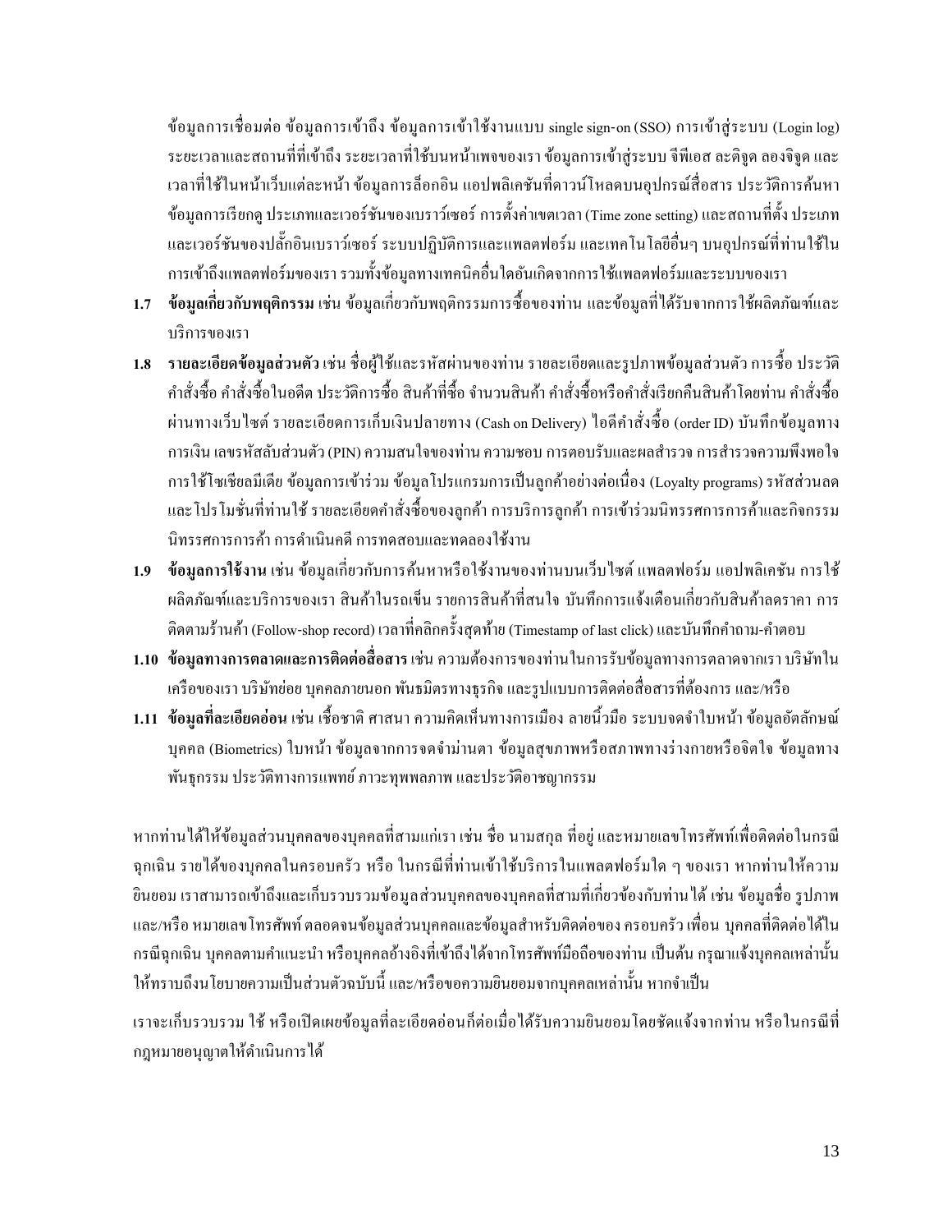ข้อมูลการเชื่อมต่อ ข้อมูลการเข้าถึง ข้อมูลการเข้าใช้งานแบบ single sign-on (SSO) การเข้าสู่ระบบ (Login log) ระยะเวลาและสถานที่ที่เข้าถึง ระยะเวลาที่ใช้บนหน้าเพจของเรา ข้อมูลการเข้าสู่ระบบ จีพีเอส ละติจูด ลองจิจูด และเวลาที่ใช้ในหน้าเว็บแต่ละหน้า ข้อมูลการล็อกอิน แอปพลิเคชันที่ดาวน์โหลดบนอุปกรณ์สื่อสาร ประวัติการค้นหา ข้อมูลการเรียกดู ประเภทและเวอร์ชันของเบราว์เซอร์ การตั้งค่าเขตเวลา (Time zone setting) และสถานที่ตั้ง ประเภทและเวอร์ชันของปลั๊กอินเบราว์เซอร์ ระบบปฏิบัติการและแพลตฟอร์ม และเทคโนโลยีอื่นๆ บนอุปกรณ์ที่ท่านใช้ในการเข้าถึงแพลตฟอร์มของเรา รวมทั้งข้อมูลทางเทคนิคอื่นใดอันเกิดจากการใช้แพลตฟอร์มและระบบของเรา

1.7 **ข้อมูลเกี่ยวกับพฤติกรรม** เช่น ข้อมูลเกี่ยวกับพฤติกรรมการซื้อของท่าน และข้อมูลที่ได้รับจากการใช้ผลิตภัณฑ์และบริการของเรา

1.8 **รายละเอียดข้อมูลส่วนตัว** เช่น ชื่อผู้ใช้และรหัสผ่านของท่าน รายละเอียดและรูปภาพข้อมูลส่วนตัว การซื้อ ประวัติคำสั่งซื้อ คำสั่งซื้อในอดีต ประวัติการซื้อ สินค้าที่ซื้อ จำนวนสินค้า คำสั่งซื้อหรือคำสั่งเรียกคืนสินค้าโดยท่าน คำสั่งซื้อผ่านทางเว็บไซต์ รายละเอียดการเก็บเงินปลายทาง (Cash on Delivery) ไอดีคำสั่งซื้อ (order ID) บันทึกข้อมูลทางการเงิน เลขรหัสลับส่วนตัว (PIN) ความสนใจของท่าน ความชอบ การตอบรับและผลสำรวจ การสำรวจความพึงพอใจ การใช้โซเชียลมีเดีย ข้อมูลการเข้าร่วม ข้อมูลโปรแกรมการเป็นลูกค้าอย่างต่อเนื่อง (Loyalty programs) รหัสส่วนลดและโปรโมชั่นที่ท่านใช้ รายละเอียดคำสั่งซื้อของลูกค้า การบริการลูกค้า การเข้าร่วมนิทรรศการการค้าและกิจกรรมนิทรรศการการค้า การดำเนินคดี การทดสอบและทดลองใช้งาน

1.9 **ข้อมูลการใช้งาน** เช่น ข้อมูลเกี่ยวกับการค้นหาหรือใช้งานของท่านบนเว็บไซต์ แพลตฟอร์ม แอปพลิเคชัน การใช้ผลิตภัณฑ์และบริการของเรา สินค้าในรถเข็น รายการสินค้าที่สนใจ บันทึกการแจ้งเตือนเกี่ยวกับสินค้าลดราคา การติดตามร้านค้า (Follow-shop record) เวลาที่คลิกครั้งสุดท้าย (Timestamp of last click) และบันทึกคำถาม-คำตอบ

1.10 **ข้อมูลทางการตลาดและการติดต่อสื่อสาร** เช่น ความต้องการของท่านในการรับข้อมูลทางการตลาดจากเรา บริษัทในเครือของเรา บริษัทย่อย บุคคลภายนอก พันธมิตรทางธุรกิจ และรูปแบบการติดต่อสื่อสารที่ต้องการ และ/หรือ

1.11 **ข้อมูลที่ละเอียดอ่อน** เช่น เชื้อชาติ ศาสนา ความคิดเห็นทางการเมือง ลายนิ้วมือ ระบบจดจำใบหน้า ข้อมูลอัตลักษณ์บุคคล (Biometrics) ใบหน้า ข้อมูลจากการจดจำม่านตา ข้อมูลสุขภาพหรือสภาพทางร่างกายหรือจิตใจ ข้อมูลทางพันธุกรรม ประวัติทางการแพทย์ ภาวะทุพพลภาพ และประวัติอาชญากรรม

หากท่านได้ให้ข้อมูลส่วนบุคคลของบุคคลที่สามแก่เรา เช่น ชื่อ นามสกุล ที่อยู่ และหมายเลขโทรศัพท์เพื่อติดต่อในกรณีฉุกเฉิน รายได้ของบุคคลในครอบครัว หรือ ในกรณีที่ท่านเข้าใช้บริการในแพลตฟอร์มใด ๆ ของเรา หากท่านให้ความยินยอม เราสามารถเข้าถึงและเก็บรวบรวมข้อมูลส่วนบุคคลของบุคคลที่สามที่เกี่ยวข้องกับท่านได้ เช่น ข้อมูลชื่อ รูปภาพและ/หรือ หมายเลขโทรศัพท์ ตลอดจนข้อมูลส่วนบุคคลและข้อมูลสำหรับติดต่อของ ครอบครัว เพื่อน บุคคลที่ติดต่อได้ในกรณีฉุกเฉิน บุคคลตามคำแนะนำ หรือบุคคลอ้างอิงที่เข้าถึงได้จากโทรศัพท์มือถือของท่าน เป็นต้น กรุณาแจ้งบุคคลเหล่านั้นให้ทราบถึงนโยบายความเป็นส่วนตัวฉบับนี้ และ/หรือขอความยินยอมจากบุคคลเหล่านั้น หากจำเป็น

เราจะเก็บรวบรวม ใช้ หรือเปิดเผยข้อมูลที่ละเอียดอ่อนก็ต่อเมื่อได้รับความยินยอมโดยชัดแจ้งจากท่าน หรือในกรณีที่กฎหมายอนุญาตให้ดำเนินการได้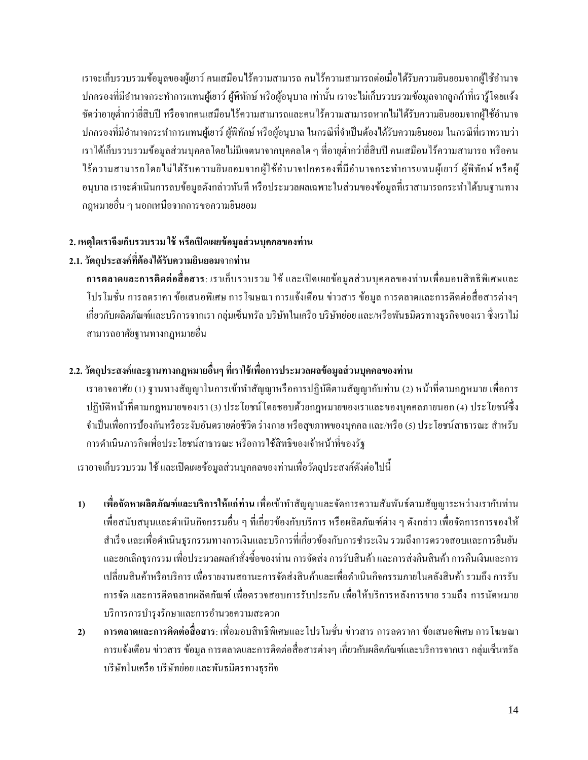เราจะเก็บรวบรวมข้อมูลของผู้เยาว์ คนเสมือนไร้ความสามารถ คนไร้ความสามารถต่อเมื่อได้รับความยินยอมจากผู้ใช้อำนาจปกครองที่มีอำนาจกระทำการแทนผู้เยาว์ ผู้พิทักษ์ หรือผู้อนุบาล เท่านั้น เราจะไม่เก็บรวบรวมข้อมูลจากลูกค้าที่เรารู้โดยแจ้งชัดว่าอายุต่ำกว่ายี่สิบปี หรือจากคนเสมือนไร้ความสามารถและคนไร้ความสามารถหากไม่ได้รับความยินยอมจากผู้ใช้อำนาจปกครองที่มีอำนาจกระทำการแทนผู้เยาว์ ผู้พิทักษ์ หรือผู้อนุบาล ในกรณีที่จำเป็นต้องได้รับความยินยอม ในกรณีที่เราทราบว่าเราได้เก็บรวบรวมข้อมูลส่วนบุคคลโดยไม่มีเจตนาจากบุคคลใด ๆ ที่อายุต่ำกว่ายี่สิบปี คนเสมือนไร้ความสามารถ หรือคนไร้ความสามารถโดยไม่ได้รับความยินยอมจากผู้ใช้อำนาจปกครองที่มีอำนาจกระทำการแทนผู้เยาว์ ผู้พิทักษ์ หรือผู้อนุบาล เราจะดำเนินการลบข้อมูลดังกล่าวทันที หรือประมวลผลเฉพาะในส่วนของข้อมูลที่เราสามารถกระทำได้บนฐานทางกฎหมายอื่น ๆ นอกเหนือจากการขอความยินยอม

## 2. เหตุใดเราจึงเก็บรวบรวม ใช้ หรือเปิดเผยข้อมูลส่วนบุคคลของท่าน

### 2.1. วัตถุประสงค์ที่ต้องได้รับความยินยอมจากท่าน

**การตลาดและการติดต่อสื่อสาร**: เราเก็บรวบรวม ใช้ และเปิดเผยข้อมูลส่วนบุคคลของท่านเพื่อมอบสิทธิพิเศษและโปรโมชั่น การลดราคา ข้อเสนอพิเศษ การโฆษณา การแจ้งเตือน ข่าวสาร ข้อมูล การตลาดและการติดต่อสื่อสารต่างๆ เกี่ยวกับผลิตภัณฑ์และบริการจากเรา กลุ่มเซ็นทรัล บริษัทในเครือ บริษัทย่อย และ/หรือพันธมิตรทางธุรกิจของเรา ซึ่งเราไม่สามารถอาศัยฐานทางกฎหมายอื่น

### 2.2. วัตถุประสงค์และฐานทางกฎหมายอื่นๆ ที่เราใช้เพื่อการประมวลผลข้อมูลส่วนบุคคลของท่าน

เราอาจอาศัย (1) ฐานทางสัญญาในการเข้าทำสัญญาหรือการปฏิบัติตามสัญญากับท่าน (2) หน้าที่ตามกฎหมาย เพื่อการปฏิบัติหน้าที่ตามกฎหมายของเรา (3) ประโยชน์โดยชอบด้วยกฎหมายของเราและของบุคคลภายนอก (4) ประโยชน์ซึ่งจำเป็นเพื่อการป้องกันหรือระงับอันตรายต่อชีวิต ร่างกาย หรือสุขภาพของบุคคล และ/หรือ (5) ประโยชน์สาธารณะ สำหรับการดำเนินภารกิจเพื่อประโยชน์สาธารณะ หรือการใช้สิทธิของเจ้าหน้าที่ของรัฐ

เราอาจเก็บรวบรวม ใช้ และเปิดเผยข้อมูลส่วนบุคคลของท่านเพื่อวัตถุประสงค์ดังต่อไปนี้

1) **เพื่อจัดหาผลิตภัณฑ์และบริการให้แก่ท่าน** เพื่อเข้าทำสัญญาและจัดการความสัมพันธ์ตามสัญญาระหว่างเรากับท่าน เพื่อสนับสนุนและดำเนินกิจกรรมอื่น ๆ ที่เกี่ยวข้องกับบริการ หรือผลิตภัณฑ์ต่าง ๆ ดังกล่าว เพื่อจัดการการจองให้สำเร็จ และเพื่อดำเนินธุรกรรมทางการเงินและบริการที่เกี่ยวข้องกับการชำระเงิน รวมถึงการตรวจสอบและการยืนยันและยกเลิกธุรกรรม เพื่อประมวลผลคำสั่งซื้อของท่าน การจัดส่ง การรับสินค้า และการส่งคืนสินค้า การคืนเงินและการเปลี่ยนสินค้าหรือบริการ เพื่อรายงานสถานะการจัดส่งสินค้าและเพื่อดำเนินกิจกรรมภายในคลังสินค้า รวมถึง การรับ การจัด และการติดฉลากผลิตภัณฑ์ เพื่อตรวจสอบการรับประกัน เพื่อให้บริการหลังการขาย รวมถึง การนัดหมายบริการการบำรุงรักษาและการอำนวยความสะดวก
2) **การตลาดและการติดต่อสื่อสาร**: เพื่อมอบสิทธิพิเศษและโปรโมชั่น ข่าวสาร การลดราคา ข้อเสนอพิเศษ การโฆษณา การแจ้งเตือน ข่าวสาร ข้อมูล การตลาดและการติดต่อสื่อสารต่างๆ เกี่ยวกับผลิตภัณฑ์และบริการจากเรา กลุ่มเซ็นทรัล บริษัทในเครือ บริษัทย่อย และพันธมิตรทางธุรกิจ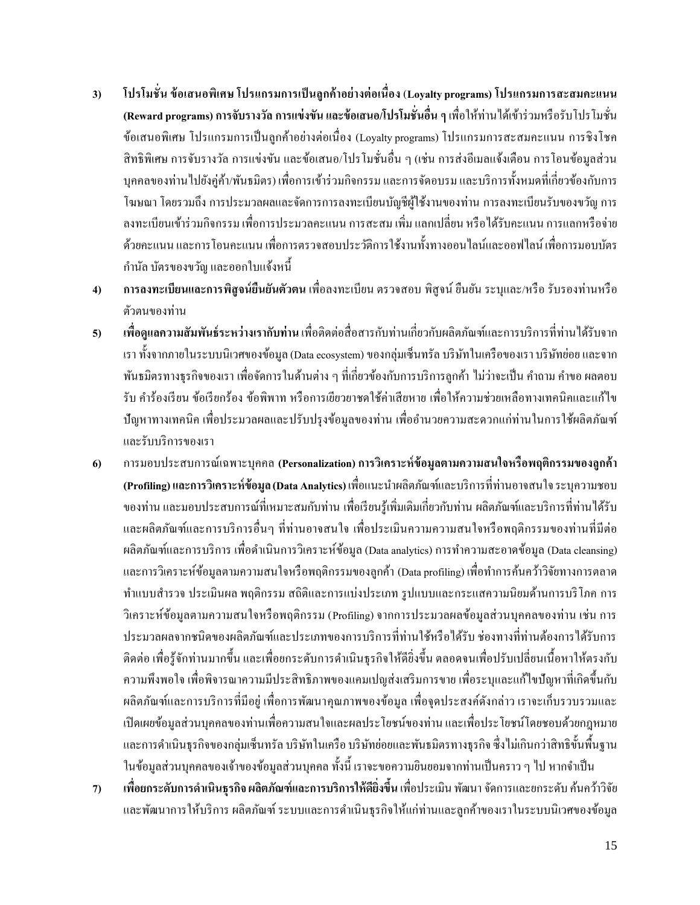3) **โปรโมชั่น ข้อเสนอพิเศษ โปรแกรมการเป็นลูกค้าอย่างต่อเนื่อง (Loyalty programs) โปรแกรมการสะสมคะแนน (Reward programs) การจับรางวัล การแข่งขัน และข้อเสนอ/โปรโมชั่นอื่น ๆ** เพื่อให้ท่านได้เข้าร่วมหรือรับโปรโมชั่น ข้อเสนอพิเศษ โปรแกรมการเป็นลูกค้าอย่างต่อเนื่อง (Loyalty programs) โปรแกรมการสะสมคะแนน การชิงโชค สิทธิพิเศษ การจับรางวัล การแข่งขัน และข้อเสนอ/โปรโมชั่นอื่น ๆ (เช่น การส่งอีเมลแจ้งเตือน การโอนข้อมูลส่วนบุคคลของท่านไปยังคู่ค้า/พันธมิตร) เพื่อการเข้าร่วมกิจกรรม และการจัดอบรม และบริการทั้งหมดที่เกี่ยวข้องกับการโฆษณา โดยรวมถึง การประมวลผลและจัดการการลงทะเบียนบัญชีผู้ใช้งานของท่าน การลงทะเบียนรับของขวัญ การลงทะเบียนเข้าร่วมกิจกรรม เพื่อการประมวลคะแนน การสะสม เพิ่ม แลกเปลี่ยน หรือได้รับคะแนน การแลกหรือจ่ายด้วยคะแนน และการโอนคะแนน เพื่อการตรวจสอบประวัติการใช้งานทั้งทางออนไลน์และออฟไลน์ เพื่อการมอบบัตรกำนัล บัตรของขวัญ และออกใบแจ้งหนี้

4) **การลงทะเบียนและการพิสูจน์ยืนยันตัวตน** เพื่อลงทะเบียน ตรวจสอบ พิสูจน์ ยืนยัน ระบุและ/หรือ รับรองท่านหรือตัวตนของท่าน

5) **เพื่อดูแลความสัมพันธ์ระหว่างเรากับท่าน** เพื่อติดต่อสื่อสารกับท่านเกี่ยวกับผลิตภัณฑ์และการบริการที่ท่านได้รับจากเรา ทั้งจากภายในระบบนิเวศของข้อมูล (Data ecosystem) ของกลุ่มเซ็นทรัล บริษัทในเครือของเรา บริษัทย่อย และจากพันธมิตรทางธุรกิจของเรา เพื่อจัดการในด้านต่าง ๆ ที่เกี่ยวข้องกับการบริการลูกค้า ไม่ว่าจะเป็น คำถาม คำขอ ผลตอบรับ คำร้องเรียน ข้อเรียกร้อง ข้อพิพาท หรือการเยียวยาชดใช้ค่าเสียหาย เพื่อให้ความช่วยเหลือทางเทคนิคและแก้ไขปัญหาทางเทคนิค เพื่อประมวลผลและปรับปรุงข้อมูลของท่าน เพื่ออำนวยความสะดวกแก่ท่านในการใช้ผลิตภัณฑ์และรับบริการของเรา

6) การมอบประสบการณ์เฉพาะบุคคล **(Personalization) การวิเคราะห์ข้อมูลตามความสนใจหรือพฤติกรรมของลูกค้า (Profiling) และการวิเคราะห์ข้อมูล (Data Analytics)** เพื่อแนะนำผลิตภัณฑ์และบริการที่ท่านอาจสนใจ ระบุความชอบของท่าน และมอบประสบการณ์ที่เหมาะสมกับท่าน เพื่อเรียนรู้เพิ่มเติมเกี่ยวกับท่าน ผลิตภัณฑ์และบริการที่ท่านได้รับ และผลิตภัณฑ์และการบริการอื่นๆ ที่ท่านอาจสนใจ เพื่อประเมินความความสนใจหรือพฤติกรรมของท่านที่มีต่อผลิตภัณฑ์และการบริการ เพื่อดำเนินการวิเคราะห์ข้อมูล (Data analytics) การทำความสะอาดข้อมูล (Data cleansing) และการวิเคราะห์ข้อมูลตามความสนใจหรือพฤติกรรมของลูกค้า (Data profiling) เพื่อทำการค้นคว้าวิจัยทางการตลาด ทำแบบสำรวจ ประเมินผล พฤติกรรม สถิติและการแบ่งประเภท รูปแบบและกระแสความนิยมด้านการบริโภค การวิเคราะห์ข้อมูลตามความสนใจหรือพฤติกรรม (Profiling) จากการประมวลผลข้อมูลส่วนบุคคลของท่าน เช่น การประมวลผลจากชนิดของผลิตภัณฑ์และประเภทของการบริการที่ท่านใช้หรือได้รับ ช่องทางที่ท่านต้องการได้รับการติดต่อ เพื่อรู้จักท่านมากขึ้น และเพื่อยกระดับการดำเนินธุรกิจให้ดียิ่งขึ้น ตลอดจนเพื่อปรับเปลี่ยนเนื้อหาให้ตรงกับความพึงพอใจ เพื่อพิจารณาความมีประสิทธิภาพของแคมเปญส่งเสริมการขาย เพื่อระบุและแก้ไขปัญหาที่เกิดขึ้นกับผลิตภัณฑ์และการบริการที่มีอยู่ เพื่อการพัฒนาคุณภาพของข้อมูล เพื่อจุดประสงค์ดังกล่าว เราจะเก็บรวบรวมและเปิดเผยข้อมูลส่วนบุคคลของท่านเพื่อความสนใจและผลประโยชน์ของท่าน และเพื่อประโยชน์โดยชอบด้วยกฎหมายและการดำเนินธุรกิจของกลุ่มเซ็นทรัล บริษัทในเครือ บริษัทย่อยและพันธมิตรทางธุรกิจ ซึ่งไม่เกินกว่าสิทธิขั้นพื้นฐานในข้อมูลส่วนบุคคลของเจ้าของข้อมูลส่วนบุคคล ทั้งนี้ เราจะขอความยินยอมจากท่านเป็นคราว ๆ ไป หากจำเป็น

7) **เพื่อยกระดับการดำเนินธุรกิจ ผลิตภัณฑ์และการบริการให้ดียิ่งขึ้น** เพื่อประเมิน พัฒนา จัดการและยกระดับ ค้นคว้าวิจัย และพัฒนาการให้บริการ ผลิตภัณฑ์ ระบบและการดำเนินธุรกิจให้แก่ท่านและลูกค้าของเราในระบบนิเวศของข้อมูล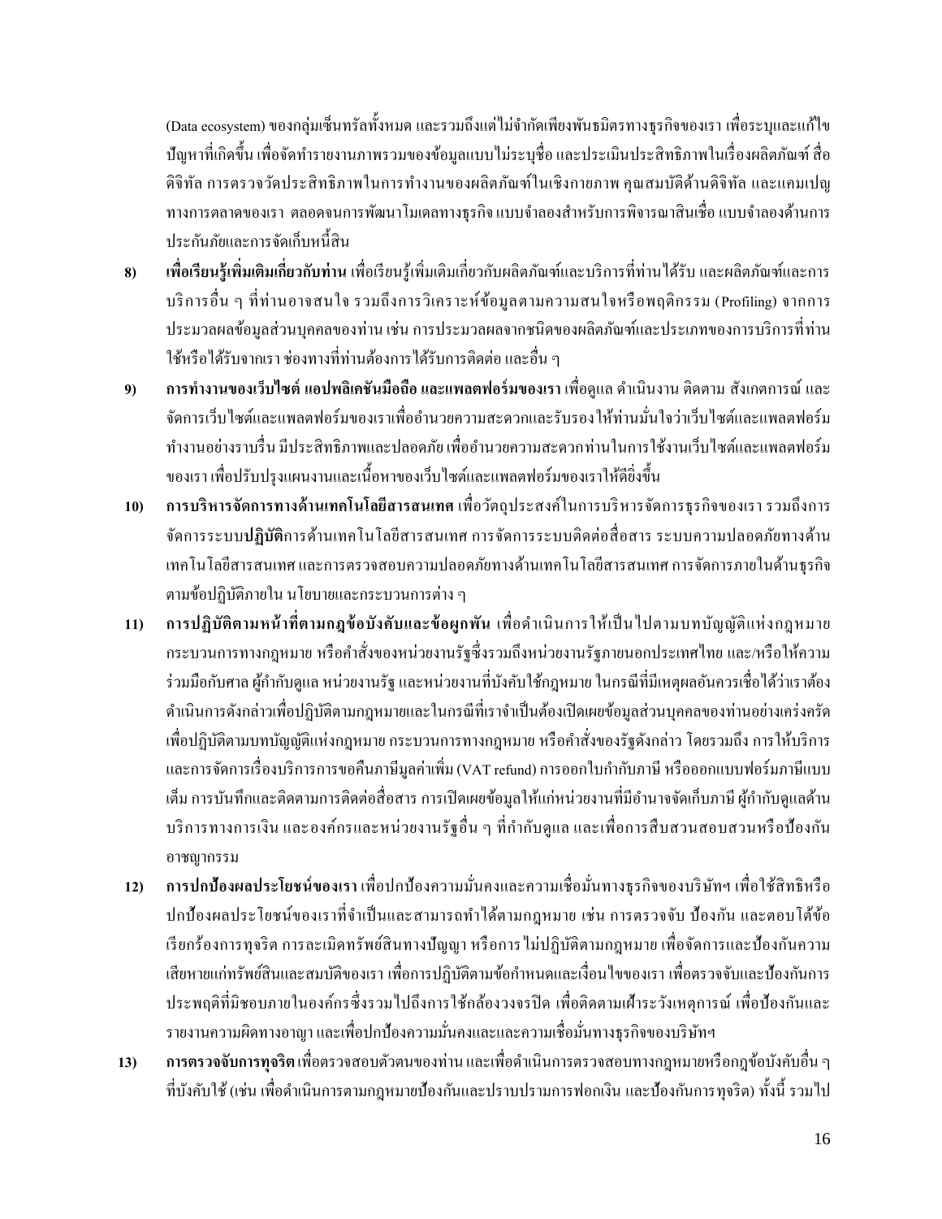(Data ecosystem) ของกลุ่มเซ็นทรัลทั้งหมด และรวมถึงแต่ไม่จำกัดเพียงพันธมิตรทางธุรกิจของเรา เพื่อระบุและแก้ไขปัญหาที่เกิดขึ้น เพื่อจัดทำรายงานภาพรวมของข้อมูลแบบไม่ระบุชื่อ และประเมินประสิทธิภาพในเรื่องผลิตภัณฑ์ สื่อดิจิทัล การตรวจวัดประสิทธิภาพในการทำงานของผลิตภัณฑ์ในเชิงกายภาพ คุณสมบัติด้านดิจิทัล และแคมเปญทางการตลาดของเรา ตลอดจนการพัฒนาโมเดลทางธุรกิจ แบบจำลองสำหรับการพิจารณาสินเชื่อ แบบจำลองด้านการประกันภัยและการจัดเก็บหนี้สิน

8) **เพื่อเรียนรู้เพิ่มเติมเกี่ยวกับท่าน** เพื่อเรียนรู้เพิ่มเติมเกี่ยวกับผลิตภัณฑ์และบริการที่ท่านได้รับ และผลิตภัณฑ์และการบริการอื่น ๆ ที่ท่านอาจสนใจ รวมถึงการวิเคราะห์ข้อมูลตามความสนใจหรือพฤติกรรม (Profiling) จากการประมวลผลข้อมูลส่วนบุคคลของท่าน เช่น การประมวลผลจากชนิดของผลิตภัณฑ์และประเภทของการบริการที่ท่านใช้หรือได้รับจากเรา ช่องทางที่ท่านต้องการได้รับการติดต่อ และอื่น ๆ

9) **การทำงานของเว็บไซต์ แอปพลิเคชันมือถือ และแพลตฟอร์มของเรา** เพื่อดูแล ดำเนินงาน ติดตาม สังเกตการณ์ และจัดการเว็บไซต์และแพลตฟอร์มของเราเพื่ออำนวยความสะดวกและรับรองให้ท่านมั่นใจว่าเว็บไซต์และแพลตฟอร์มทำงานอย่างราบรื่น มีประสิทธิภาพและปลอดภัย เพื่ออำนวยความสะดวกท่านในการใช้งานเว็บไซต์และแพลตฟอร์มของเรา เพื่อปรับปรุงแผนงานและเนื้อหาของเว็บไซต์และแพลตฟอร์มของเราให้ดียิ่งขึ้น

10) **การบริหารจัดการทางด้านเทคโนโลยีสารสนเทศ** เพื่อวัตถุประสงค์ในการบริหารจัดการธุรกิจของเรา รวมถึงการจัดการระบบ**ปฏิบัติ**การด้านเทคโนโลยีสารสนเทศ การจัดการระบบติดต่อสื่อสาร ระบบความปลอดภัยทางด้านเทคโนโลยีสารสนเทศ และการตรวจสอบความปลอดภัยทางด้านเทคโนโลยีสารสนเทศ การจัดการภายในด้านธุรกิจตามข้อปฏิบัติภายใน นโยบายและกระบวนการต่าง ๆ

11) **การปฏิบัติตามหน้าที่ตามกฎข้อบังคับและข้อผูกพัน** เพื่อดำเนินการให้เป็นไปตามบทบัญญัติแห่งกฎหมาย กระบวนการทางกฎหมาย หรือคำสั่งของหน่วยงานรัฐซึ่งรวมถึงหน่วยงานรัฐภายนอกประเทศไทย และ/หรือให้ความร่วมมือกับศาล ผู้กำกับดูแล หน่วยงานรัฐ และหน่วยงานที่บังคับใช้กฎหมาย ในกรณีที่มีเหตุผลอันควรเชื่อได้ว่าเราต้องดำเนินการดังกล่าวเพื่อปฏิบัติตามกฎหมายและในกรณีที่เราจำเป็นต้องเปิดเผยข้อมูลส่วนบุคคลของท่านอย่างเคร่งครัด เพื่อปฏิบัติตามบทบัญญัติแห่งกฎหมาย กระบวนการทางกฎหมาย หรือคำสั่งของรัฐดังกล่าว โดยรวมถึง การให้บริการและการจัดการเรื่องบริการการขอคืนภาษีมูลค่าเพิ่ม (VAT refund) การออกใบกำกับภาษี หรือออกแบบฟอร์มภาษีแบบเต็ม การบันทึกและติดตามการติดต่อสื่อสาร การเปิดเผยข้อมูลให้แก่หน่วยงานที่มีอำนาจจัดเก็บภาษี ผู้กำกับดูแลด้านบริการทางการเงิน และองค์กรและหน่วยงานรัฐอื่น ๆ ที่กำกับดูแล และเพื่อการสืบสวนสอบสวนหรือป้องกันอาชญากรรม

12) **การปกป้องผลประโยชน์ของเรา** เพื่อปกป้องความมั่นคงและความเชื่อมั่นทางธุรกิจของบริษัทฯ เพื่อใช้สิทธิหรือปกป้องผลประโยชน์ของเราที่จำเป็นและสามารถทำได้ตามกฎหมาย เช่น การตรวจจับ ป้องกัน และตอบโต้ข้อเรียกร้องการทุจริต การละเมิดทรัพย์สินทางปัญญา หรือการไม่ปฏิบัติตามกฎหมาย เพื่อจัดการและป้องกันความเสียหายแก่ทรัพย์สินและสมบัติของเรา เพื่อการปฏิบัติตามข้อกำหนดและเงื่อนไขของเรา เพื่อตรวจจับและป้องกันการประพฤติที่มิชอบภายในองค์กรซึ่งรวมไปถึงการใช้กล้องวงจรปิด เพื่อติดตามเฝ้าระวังเหตุการณ์ เพื่อป้องกันและรายงานความผิดทางอาญา และเพื่อปกป้องความมั่นคงและและความเชื่อมั่นทางธุรกิจของบริษัทฯ

13) **การตรวจจับการทุจริต** เพื่อตรวจสอบตัวตนของท่าน และเพื่อดำเนินการตรวจสอบทางกฎหมายหรือกฎข้อบังคับอื่น ๆ ที่บังคับใช้ (เช่น เพื่อดำเนินการตามกฎหมายป้องกันและปราบปรามการฟอกเงิน และป้องกันการทุจริต) ทั้งนี้ รวมไป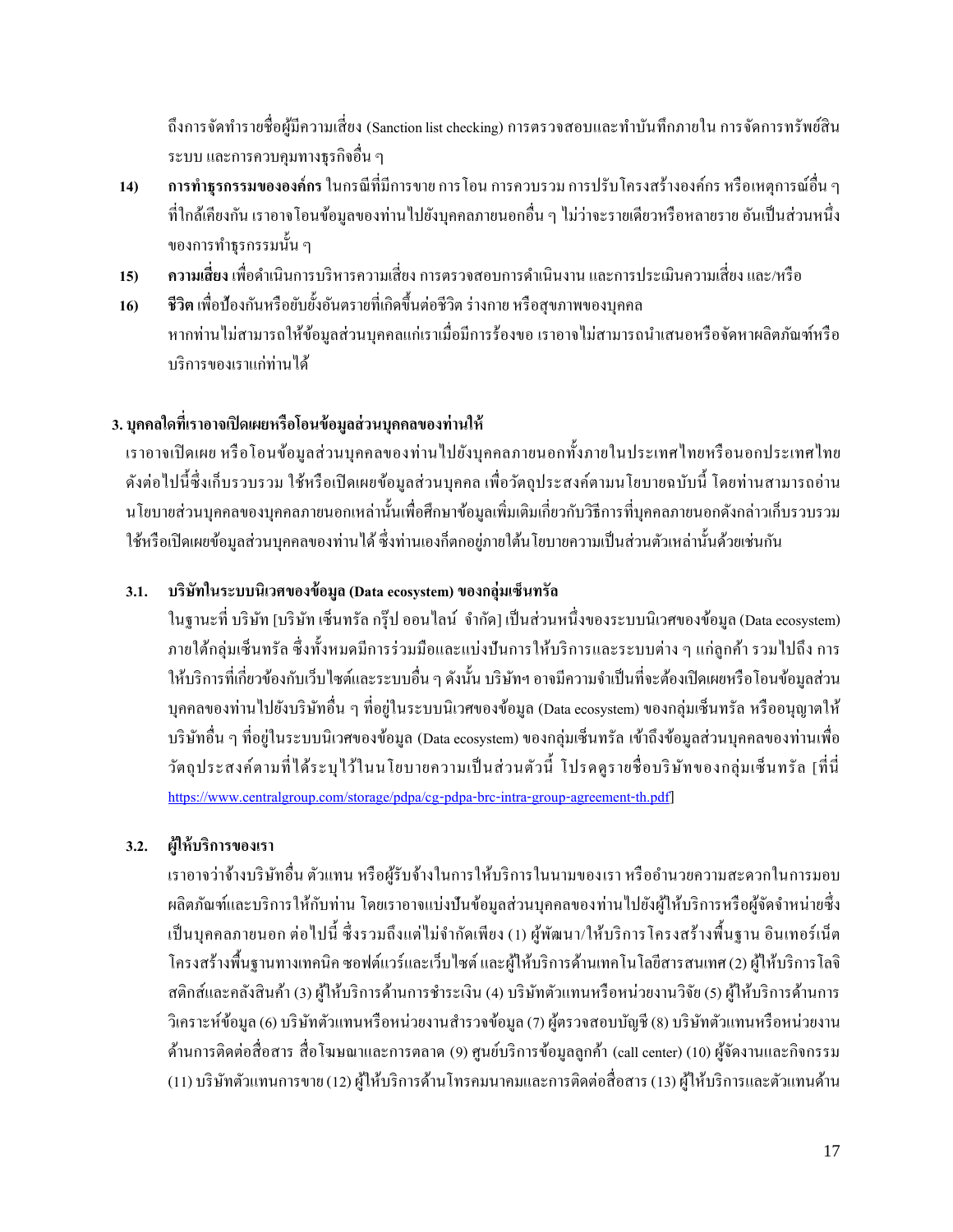ถึงการจัดทำรายชื่อผู้มีความเสี่ยง (Sanction list checking) การตรวจสอบและทำบันทึกภายใน การจัดการทรัพย์สิน ระบบ และการควบคุมทางธุรกิจอื่น ๆ

14) **การทำธุรกรรมขององค์กร** ในกรณีที่มีการขาย การโอน การควบรวม การปรับโครงสร้างองค์กร หรือเหตุการณ์อื่น ๆ ที่ใกล้เคียงกัน เราอาจโอนข้อมูลของท่านไปยังบุคคลภายนอกอื่น ๆ ไม่ว่าจะรายเดียวหรือหลายราย อันเป็นส่วนหนึ่งของการทำธุรกรรมนั้น ๆ

15) **ความเสี่ยง** เพื่อดำเนินการบริหารความเสี่ยง การตรวจสอบการดำเนินงาน และการประเมินความเสี่ยง และ/หรือ

16) **ชีวิต** เพื่อป้องกันหรือยับยั้งอันตรายที่เกิดขึ้นต่อชีวิต ร่างกาย หรือสุขภาพของบุคคล

หากท่านไม่สามารถให้ข้อมูลส่วนบุคคลแก่เราเมื่อมีการร้องขอ เราอาจไม่สามารถนำเสนอหรือจัดหาผลิตภัณฑ์หรือบริการของเราแก่ท่านได้

## 3. บุคคลใดที่เราอาจเปิดเผยหรือโอนข้อมูลส่วนบุคคลของท่านให้

เราอาจเปิดเผย หรือโอนข้อมูลส่วนบุคคลของท่านไปยังบุคคลภายนอกทั้งภายในประเทศไทยหรือนอกประเทศไทย ดังต่อไปนี้ซึ่งเก็บรวบรวม ใช้หรือเปิดเผยข้อมูลส่วนบุคคล เพื่อวัตถุประสงค์ตามนโยบายฉบับนี้ โดยท่านสามารถอ่านนโยบายส่วนบุคคลของบุคคลภายนอกเหล่านั้นเพื่อศึกษาข้อมูลเพิ่มเติมเกี่ยวกับวิธีการที่บุคคลภายนอกดังกล่าวเก็บรวบรวม ใช้หรือเปิดเผยข้อมูลส่วนบุคคลของท่านได้ ซึ่งท่านเองก็ตกอยู่ภายใต้นโยบายความเป็นส่วนตัวเหล่านั้นด้วยเช่นกัน

### 3.1. บริษัทในระบบนิเวศของข้อมูล (Data ecosystem) ของกลุ่มเซ็นทรัล

ในฐานะที่ บริษัท [บริษัท เซ็นทรัล กรุ๊ป ออนไลน์ จำกัด] เป็นส่วนหนึ่งของระบบนิเวศของข้อมูล (Data ecosystem) ภายใต้กลุ่มเซ็นทรัล ซึ่งทั้งหมดมีการร่วมมือและแบ่งปันการให้บริการและระบบต่าง ๆ แก่ลูกค้า รวมไปถึง การให้บริการที่เกี่ยวข้องกับเว็บไซต์และระบบอื่น ๆ ดังนั้น บริษัทฯ อาจมีความจำเป็นที่จะต้องเปิดเผยหรือโอนข้อมูลส่วนบุคคลของท่านไปยังบริษัทอื่น ๆ ที่อยู่ในระบบนิเวศของข้อมูล (Data ecosystem) ของกลุ่มเซ็นทรัล หรืออนุญาตให้บริษัทอื่น ๆ ที่อยู่ในระบบนิเวศของข้อมูล (Data ecosystem) ของกลุ่มเซ็นทรัล เข้าถึงข้อมูลส่วนบุคคลของท่านเพื่อวัตถุประสงค์ตามที่ได้ระบุไว้ในนโยบายความเป็นส่วนตัวนี้ โปรดดูรายชื่อบริษัทของกลุ่มเซ็นทรัล [ที่นี่ https://www.centralgroup.com/storage/pdpa/cg-pdpa-brc-intra-group-agreement-th.pdf]

### 3.2. ผู้ให้บริการของเรา

เราอาจว่าจ้างบริษัทอื่น ตัวแทน หรือผู้รับจ้างในการให้บริการในนามของเรา หรืออำนวยความสะดวกในการมอบผลิตภัณฑ์และบริการให้กับท่าน โดยเราอาจแบ่งปันข้อมูลส่วนบุคคลของท่านไปยังผู้ให้บริการหรือผู้จัดจำหน่ายซึ่งเป็นบุคคลภายนอก ต่อไปนี้ ซึ่งรวมถึงแต่ไม่จำกัดเพียง (1) ผู้พัฒนา/ให้บริการโครงสร้างพื้นฐาน อินเทอร์เน็ต โครงสร้างพื้นฐานทางเทคนิค ซอฟต์แวร์และเว็บไซต์ และผู้ให้บริการด้านเทคโนโลยีสารสนเทศ (2) ผู้ให้บริการโลจิสติกส์และคลังสินค้า (3) ผู้ให้บริการด้านการชำระเงิน (4) บริษัทตัวแทนหรือหน่วยงานวิจัย (5) ผู้ให้บริการด้านการวิเคราะห์ข้อมูล (6) บริษัทตัวแทนหรือหน่วยงานสำรวจข้อมูล (7) ผู้ตรวจสอบบัญชี (8) บริษัทตัวแทนหรือหน่วยงานด้านการติดต่อสื่อสาร สื่อโฆษณาและการตลาด (9) ศูนย์บริการข้อมูลลูกค้า (call center) (10) ผู้จัดงานและกิจกรรม (11) บริษัทตัวแทนการขาย (12) ผู้ให้บริการด้านโทรคมนาคมและการติดต่อสื่อสาร (13) ผู้ให้บริการและตัวแทนด้าน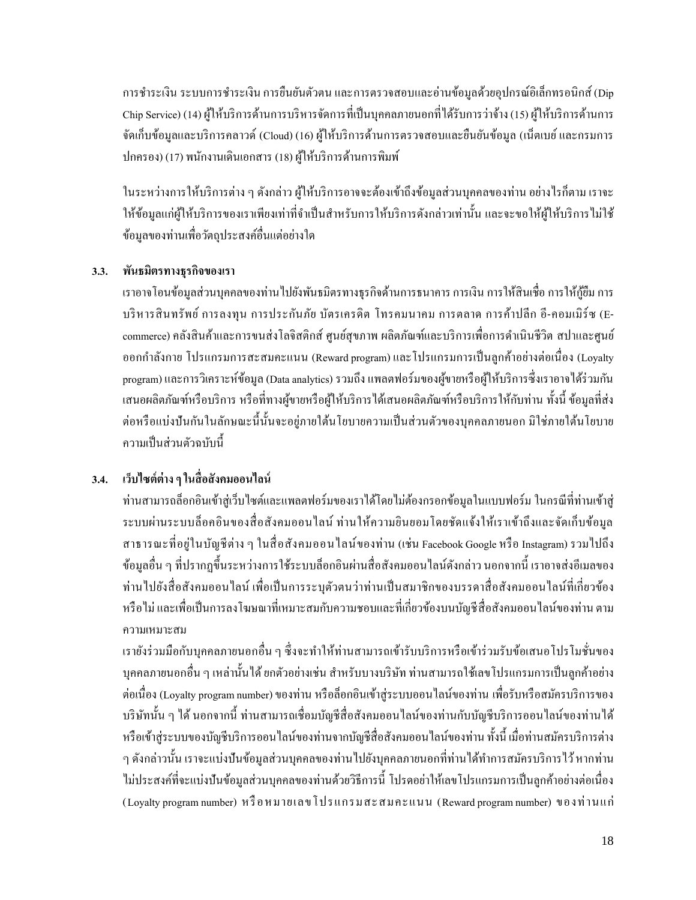การชำระเงิน ระบบการชำระเงิน การยืนยันตัวตน และการตรวจสอบและอ่านข้อมูลด้วยอุปกรณ์อิเล็กทรอนิกส์ (Dip Chip Service) (14) ผู้ให้บริการด้านการบริหารจัดการที่เป็นบุคคลภายนอกที่ได้รับการว่าจ้าง (15) ผู้ให้บริการด้านการจัดเก็บข้อมูลและบริการคลาวด์ (Cloud) (16) ผู้ให้บริการด้านการตรวจสอบและยืนยันข้อมูล (เน็ตเบย์ และกรมการปกครอง) (17) พนักงานเดินเอกสาร (18) ผู้ให้บริการด้านการพิมพ์

ในระหว่างการให้บริการต่าง ๆ ดังกล่าว ผู้ให้บริการอาจจะต้องเข้าถึงข้อมูลส่วนบุคคลของท่าน อย่างไรก็ตาม เราจะให้ข้อมูลแก่ผู้ให้บริการของเราเพียงเท่าที่จำเป็นสำหรับการให้บริการดังกล่าวเท่านั้น และจะขอให้ผู้ให้บริการไม่ใช้ข้อมูลของท่านเพื่อวัตถุประสงค์อื่นแต่อย่างใด

### 3.3. พันธมิตรทางธุรกิจของเรา

เราอาจโอนข้อมูลส่วนบุคคลของท่านไปยังพันธมิตรทางธุรกิจด้านการธนาคาร การเงิน การให้สินเชื่อ การให้กู้ยืม การบริหารสินทรัพย์ การลงทุน การประกันภัย บัตรเครดิต โทรคมนาคม การตลาด การค้าปลีก อี-คอมเมิร์ซ (E-commerce) คลังสินค้าและการขนส่งโลจิสติกส์ ศูนย์สุขภาพ ผลิตภัณฑ์และบริการเพื่อการดำเนินชีวิต สปาและศูนย์ออกกำลังกาย โปรแกรมการสะสมคะแนน (Reward program) และโปรแกรมการเป็นลูกค้าอย่างต่อเนื่อง (Loyalty program) และการวิเคราะห์ข้อมูล (Data analytics) รวมถึง แพลตฟอร์มของผู้ขายหรือผู้ให้บริการซึ่งเราอาจได้ร่วมกันเสนอผลิตภัณฑ์หรือบริการ หรือที่ทางผู้ขายหรือผู้ให้บริการได้เสนอผลิตภัณฑ์หรือบริการให้กับท่าน ทั้งนี้ ข้อมูลที่ส่งต่อหรือแบ่งปันกันในลักษณะนี้นั้นจะอยู่ภายใต้นโยบายความเป็นส่วนตัวของบุคคลภายนอก มิใช่ภายใต้นโยบายความเป็นส่วนตัวฉบับนี้

### 3.4. เว็บไซต์ต่าง ๆ ในสื่อสังคมออนไลน์

ท่านสามารถล็อกอินเข้าสู่เว็บไซต์และแพลตฟอร์มของเราได้โดยไม่ต้องกรอกข้อมูลในแบบฟอร์ม ในกรณีที่ท่านเข้าสู่ระบบผ่านระบบล็อคอินของสื่อสังคมออนไลน์ ท่านให้ความยินยอมโดยชัดแจ้งให้เราเข้าถึงและจัดเก็บข้อมูลสาธารณะที่อยู่ในบัญชีต่าง ๆ ในสื่อสังคมออนไลน์ของท่าน (เช่น Facebook Google หรือ Instagram) รวมไปถึงข้อมูลอื่น ๆ ที่ปรากฏขึ้นระหว่างการใช้ระบบล็อกอินผ่านสื่อสังคมออนไลน์ดังกล่าว นอกจากนี้ เราอาจส่งอีเมลของท่านไปยังสื่อสังคมออนไลน์ เพื่อเป็นการระบุตัวตนว่าท่านเป็นสมาชิกของบรรดาสื่อสังคมออนไลน์ที่เกี่ยวข้องหรือไม่ และเพื่อเป็นการลงโฆษณาที่เหมาะสมกับความชอบและที่เกี่ยวข้องบนบัญชีสื่อสังคมออนไลน์ของท่าน ตามความเหมาะสม

เรายังร่วมมือกับบุคคลภายนอกอื่น ๆ ซึ่งจะทำให้ท่านสามารถเข้ารับบริการหรือเข้าร่วมรับข้อเสนอโปรโมชั่นของบุคคลภายนอกอื่น ๆ เหล่านั้นได้ ยกตัวอย่างเช่น สำหรับบางบริษัท ท่านสามารถใช้เลขโปรแกรมการเป็นลูกค้าอย่างต่อเนื่อง (Loyalty program number) ของท่าน หรือล็อกอินเข้าสู่ระบบออนไลน์ของท่าน เพื่อรับหรือสมัครบริการของบริษัทนั้น ๆ ได้ นอกจากนี้ ท่านสามารถเชื่อมบัญชีสื่อสังคมออนไลน์ของท่านกับบัญชีบริการออนไลน์ของท่านได้ หรือเข้าสู่ระบบของบัญชีบริการออนไลน์ของท่านจากบัญชีสื่อสังคมออนไลน์ของท่าน ทั้งนี้ เมื่อท่านสมัครบริการต่าง ๆ ดังกล่าวนั้น เราจะแบ่งปันข้อมูลส่วนบุคคลของท่านไปยังบุคคลภายนอกที่ท่านได้ทำการสมัครบริการไว้ หากท่านไม่ประสงค์ที่จะแบ่งปันข้อมูลส่วนบุคคลของท่านด้วยวิธีการนี้ โปรดอย่าให้เลขโปรแกรมการเป็นลูกค้าอย่างต่อเนื่อง (Loyalty program number) หรือหมายเลขโปรแกรมสะสมคะแนน (Reward program number) ของท่านแก่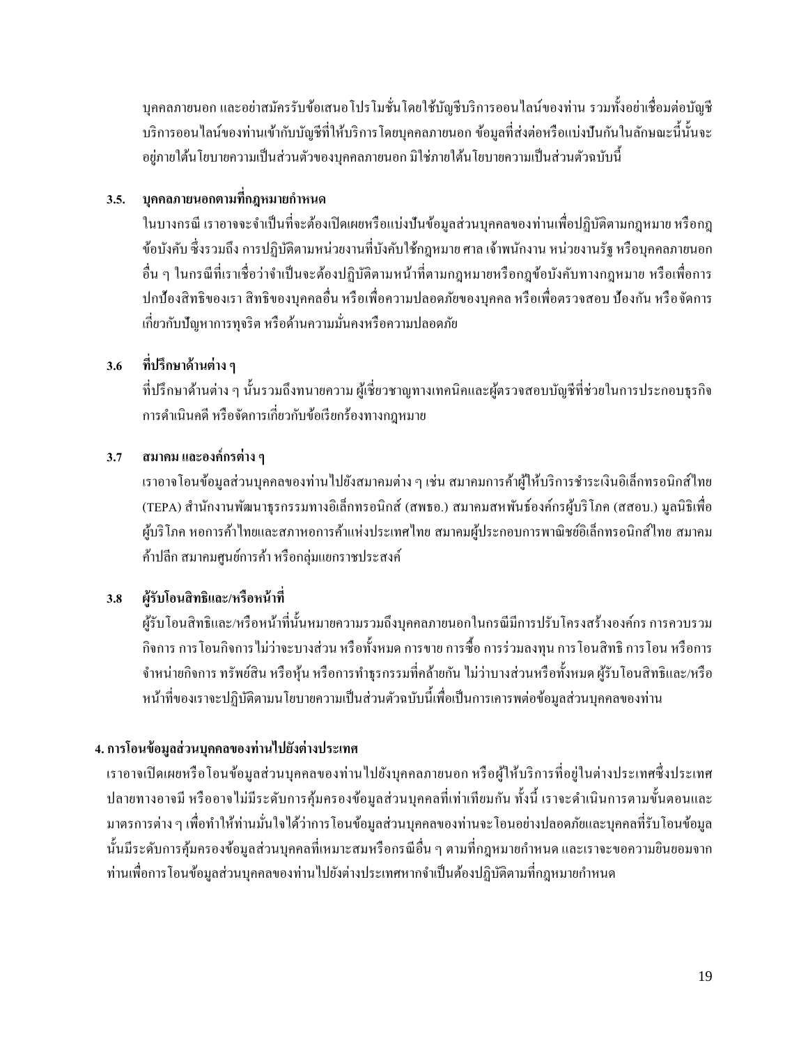บุคคลภายนอก และอย่าสมัครรับข้อเสนอโปรโมชั่นโดยใช้บัญชีบริการออนไลน์ของท่าน รวมทั้งอย่าเชื่อมต่อบัญชีบริการออนไลน์ของท่านเข้ากับบัญชีที่ให้บริการโดยบุคคลภายนอก ข้อมูลที่ส่งต่อหรือแบ่งปันกันในลักษณะนี้นั้นจะอยู่ภายใต้นโยบายความเป็นส่วนตัวของบุคคลภายนอก มิใช่ภายใต้นโยบายความเป็นส่วนตัวฉบับนี้

### 3.5. บุคคลภายนอกตามที่กฎหมายกำหนด

ในบางกรณี เราอาจจะจำเป็นที่จะต้องเปิดเผยหรือแบ่งปันข้อมูลส่วนบุคคลของท่านเพื่อปฏิบัติตามกฎหมาย หรือกฎข้อบังคับ ซึ่งรวมถึง การปฏิบัติตามหน่วยงานที่บังคับใช้กฎหมาย ศาล เจ้าพนักงาน หน่วยงานรัฐ หรือบุคคลภายนอกอื่น ๆ ในกรณีที่เราเชื่อว่าจำเป็นจะต้องปฏิบัติตามหน้าที่ตามกฎหมายหรือกฎข้อบังคับทางกฎหมาย หรือเพื่อการปกป้องสิทธิของเรา สิทธิของบุคคลอื่น หรือเพื่อความปลอดภัยของบุคคล หรือเพื่อตรวจสอบ ป้องกัน หรือจัดการเกี่ยวกับปัญหาการทุจริต หรือด้านความมั่นคงหรือความปลอดภัย

### 3.6 ที่ปรึกษาด้านต่าง ๆ

ที่ปรึกษาด้านต่าง ๆ นั้นรวมถึงทนายความ ผู้เชี่ยวชาญทางเทคนิคและผู้ตรวจสอบบัญชีที่ช่วยในการประกอบธุรกิจ การดำเนินคดี หรือจัดการเกี่ยวกับข้อเรียกร้องทางกฎหมาย

### 3.7 สมาคม และองค์กรต่าง ๆ

เราอาจโอนข้อมูลส่วนบุคคลของท่านไปยังสมาคมต่าง ๆ เช่น สมาคมการค้าผู้ให้บริการชำระเงินอิเล็กทรอนิกส์ไทย (TEPA) สำนักงานพัฒนาธุรกรรมทางอิเล็กทรอนิกส์ (สพธอ.) สมาคมสหพันธ์องค์กรผู้บริโภค (สสอบ.) มูลนิธิเพื่อผู้บริโภค หอการค้าไทยและสภาหอการค้าแห่งประเทศไทย สมาคมผู้ประกอบการพาณิชย์อิเล็กทรอนิกส์ไทย สมาคมค้าปลีก สมาคมศูนย์การค้า หรือกลุ่มแยกราชประสงค์

### 3.8 ผู้รับโอนสิทธิและ/หรือหน้าที่

ผู้รับโอนสิทธิและ/หรือหน้าที่นั้นหมายความรวมถึงบุคคลภายนอกในกรณีมีการปรับโครงสร้างองค์กร การควบรวมกิจการ การโอนกิจการไม่ว่าจะบางส่วน หรือทั้งหมด การขาย การซื้อ การร่วมลงทุน การโอนสิทธิ การโอน หรือการจำหน่ายกิจการ ทรัพย์สิน หรือหุ้น หรือการทำธุรกรรมที่คล้ายกัน ไม่ว่าบางส่วนหรือทั้งหมด ผู้รับโอนสิทธิและ/หรือหน้าที่ของเราจะปฏิบัติตามนโยบายความเป็นส่วนตัวฉบับนี้เพื่อเป็นการเคารพต่อข้อมูลส่วนบุคคลของท่าน

## 4. การโอนข้อมูลส่วนบุคคลของท่านไปยังต่างประเทศ

เราอาจเปิดเผยหรือโอนข้อมูลส่วนบุคคลของท่านไปยังบุคคลภายนอก หรือผู้ให้บริการที่อยู่ในต่างประเทศซึ่งประเทศปลายทางอาจมี หรืออาจไม่มีระดับการคุ้มครองข้อมูลส่วนบุคคลที่เท่าเทียมกัน ทั้งนี้ เราจะดำเนินการตามขั้นตอนและมาตรการต่าง ๆ เพื่อทำให้ท่านมั่นใจได้ว่าการโอนข้อมูลส่วนบุคคลของท่านจะโอนอย่างปลอดภัยและบุคคลที่รับโอนข้อมูลนั้นมีระดับการคุ้มครองข้อมูลส่วนบุคคลที่เหมาะสมหรือกรณีอื่น ๆ ตามที่กฎหมายกำหนด และเราจะขอความยินยอมจากท่านเพื่อการโอนข้อมูลส่วนบุคคลของท่านไปยังต่างประเทศหากจำเป็นต้องปฏิบัติตามที่กฎหมายกำหนด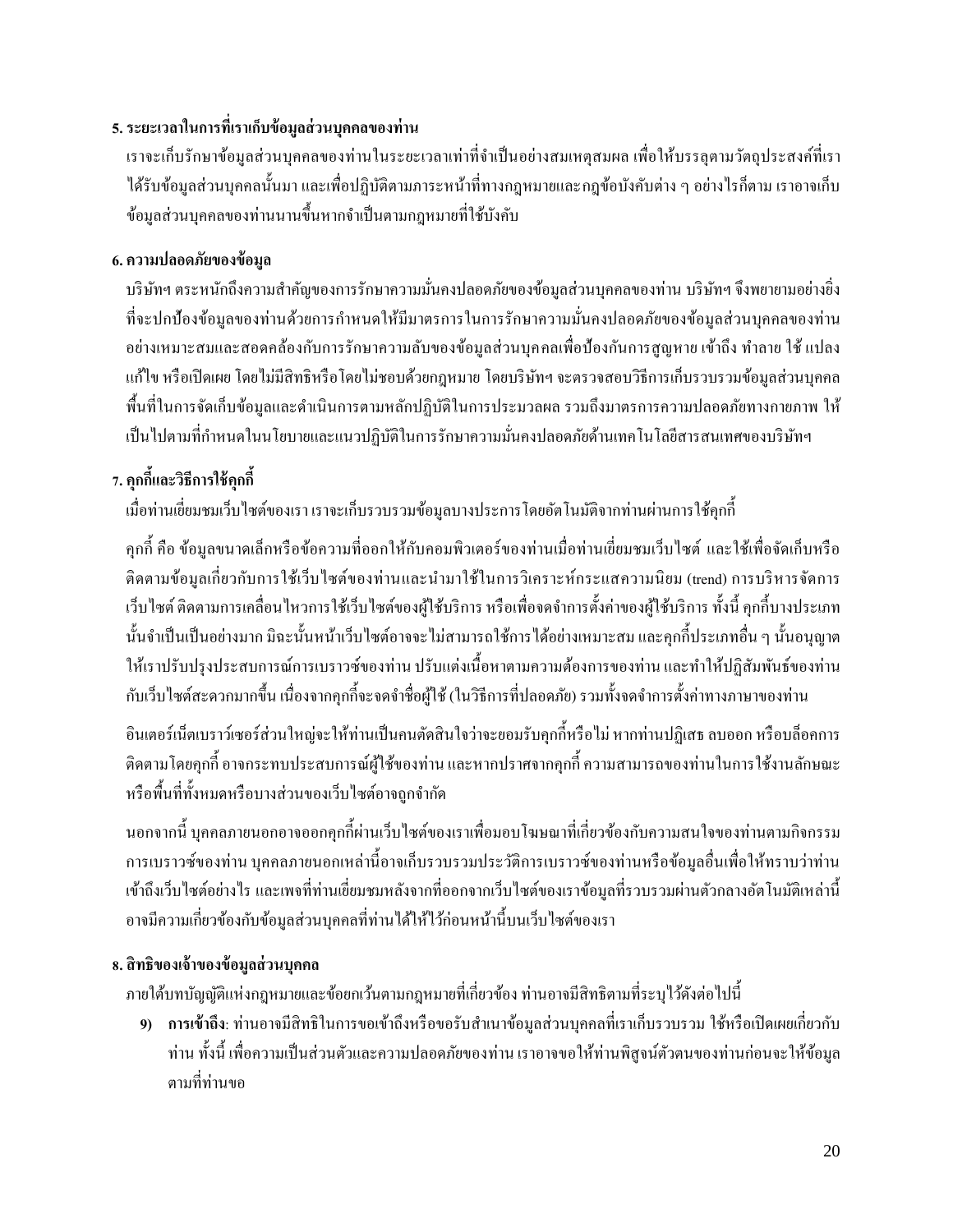**5. ระยะเวลาในการที่เราเก็บข้อมูลส่วนบุคคลของท่าน**

เราจะเก็บรักษาข้อมูลส่วนบุคคลของท่านในระยะเวลาเท่าที่จำเป็นอย่างสมเหตุสมผล เพื่อให้บรรลุตามวัตถุประสงค์ที่เราได้รับข้อมูลส่วนบุคคลนั้นมา และเพื่อปฏิบัติตามภาระหน้าที่ทางกฎหมายและกฎข้อบังคับต่าง ๆ อย่างไรก็ตาม เราอาจเก็บข้อมูลส่วนบุคคลของท่านนานขึ้นหากจำเป็นตามกฎหมายที่ใช้บังคับ

**6. ความปลอดภัยของข้อมูล**

บริษัทฯ ตระหนักถึงความสำคัญของการรักษาความมั่นคงปลอดภัยของข้อมูลส่วนบุคคลของท่าน บริษัทฯ จึงพยายามอย่างยิ่งที่จะปกป้องข้อมูลของท่านด้วยการกำหนดให้มีมาตรการในการรักษาความมั่นคงปลอดภัยของข้อมูลส่วนบุคคลของท่านอย่างเหมาะสมและสอดคล้องกับการรักษาความลับของข้อมูลส่วนบุคคลเพื่อป้องกันการสูญหาย เข้าถึง ทำลาย ใช้ แปลง แก้ไข หรือเปิดเผย โดยไม่มีสิทธิหรือโดยไม่ชอบด้วยกฎหมาย โดยบริษัทฯ จะตรวจสอบวิธีการเก็บรวบรวมข้อมูลส่วนบุคคล พื้นที่ในการจัดเก็บข้อมูลและดำเนินการตามหลักปฏิบัติในการประมวลผล รวมถึงมาตรการความปลอดภัยทางกายภาพ ให้เป็นไปตามที่กำหนดในนโยบายและแนวปฏิบัติในการรักษาความมั่นคงปลอดภัยด้านเทคโนโลยีสารสนเทศของบริษัทฯ

**7. คุกกี้และวิธีการใช้คุกกี้**

เมื่อท่านเยี่ยมชมเว็บไซต์ของเรา เราจะเก็บรวบรวมข้อมูลบางประการโดยอัตโนมัติจากท่านผ่านการใช้คุกกี้

คุกกี้ คือ ข้อมูลขนาดเล็กหรือข้อความที่ออกให้กับคอมพิวเตอร์ของท่านเมื่อท่านเยี่ยมชมเว็บไซต์ และใช้เพื่อจัดเก็บหรือติดตามข้อมูลเกี่ยวกับการใช้เว็บไซต์ของท่านและนำมาใช้ในการวิเคราะห์กระแสความนิยม (trend) การบริหารจัดการเว็บไซต์ ติดตามการเคลื่อนไหวการใช้เว็บไซต์ของผู้ใช้บริการ หรือเพื่อจดจำการตั้งค่าของผู้ใช้บริการ ทั้งนี้ คุกกี้บางประเภทนั้นจำเป็นเป็นอย่างมาก มิฉะนั้นหน้าเว็บไซต์อาจจะไม่สามารถใช้การได้อย่างเหมาะสม และคุกกี้ประเภทอื่น ๆ นั้นอนุญาตให้เราปรับปรุงประสบการณ์การเบราว์ซ์ของท่าน ปรับแต่งเนื้อหาตามความต้องการของท่าน และทำให้ปฏิสัมพันธ์ของท่านกับเว็บไซต์สะดวกมากขึ้น เนื่องจากคุกกี้จะจดจำชื่อผู้ใช้ (ในวิธีการที่ปลอดภัย) รวมทั้งจดจำการตั้งค่าทางภาษาของท่าน

อินเตอร์เน็ตเบราว์เซอร์ส่วนใหญ่จะให้ท่านเป็นคนตัดสินใจว่าจะยอมรับคุกกี้หรือไม่ หากท่านปฏิเสธ ลบออก หรือบล็อคการติดตามโดยคุกกี้ อาจกระทบประสบการณ์ผู้ใช้ของท่าน และหากปราศจากคุกกี้ ความสามารถของท่านในการใช้งานลักษณะหรือพื้นที่ทั้งหมดหรือบางส่วนของเว็บไซต์อาจถูกจำกัด

นอกจากนี้ บุคคลภายนอกอาจออกคุกกี้ผ่านเว็บไซต์ของเราเพื่อมอบโฆษณาที่เกี่ยวข้องกับความสนใจของท่านตามกิจกรรมการเบราว์ซ์ของท่าน บุคคลภายนอกเหล่านี้อาจเก็บรวบรวมประวัติการเบราว์ซ์ของท่านหรือข้อมูลอื่นเพื่อให้ทราบว่าท่านเข้าถึงเว็บไซต์อย่างไร และเพจที่ท่านเยี่ยมชมหลังจากที่ออกจากเว็บไซต์ของเราข้อมูลที่รวบรวมผ่านตัวกลางอัตโนมัติเหล่านี้อาจมีความเกี่ยวข้องกับข้อมูลส่วนบุคคลที่ท่านได้ให้ไว้ก่อนหน้านี้บนเว็บไซต์ของเรา

**8. สิทธิของเจ้าของข้อมูลส่วนบุคคล**

ภายใต้บทบัญญัติแห่งกฎหมายและข้อยกเว้นตามกฎหมายที่เกี่ยวข้อง ท่านอาจมีสิทธิตามที่ระบุไว้ดังต่อไปนี้

9) **การเข้าถึง**: ท่านอาจมีสิทธิในการขอเข้าถึงหรือขอรับสำเนาข้อมูลส่วนบุคคลที่เราเก็บรวบรวม ใช้หรือเปิดเผยเกี่ยวกับท่าน ทั้งนี้ เพื่อความเป็นส่วนตัวและความปลอดภัยของท่าน เราอาจขอให้ท่านพิสูจน์ตัวตนของท่านก่อนจะให้ข้อมูลตามที่ท่านขอ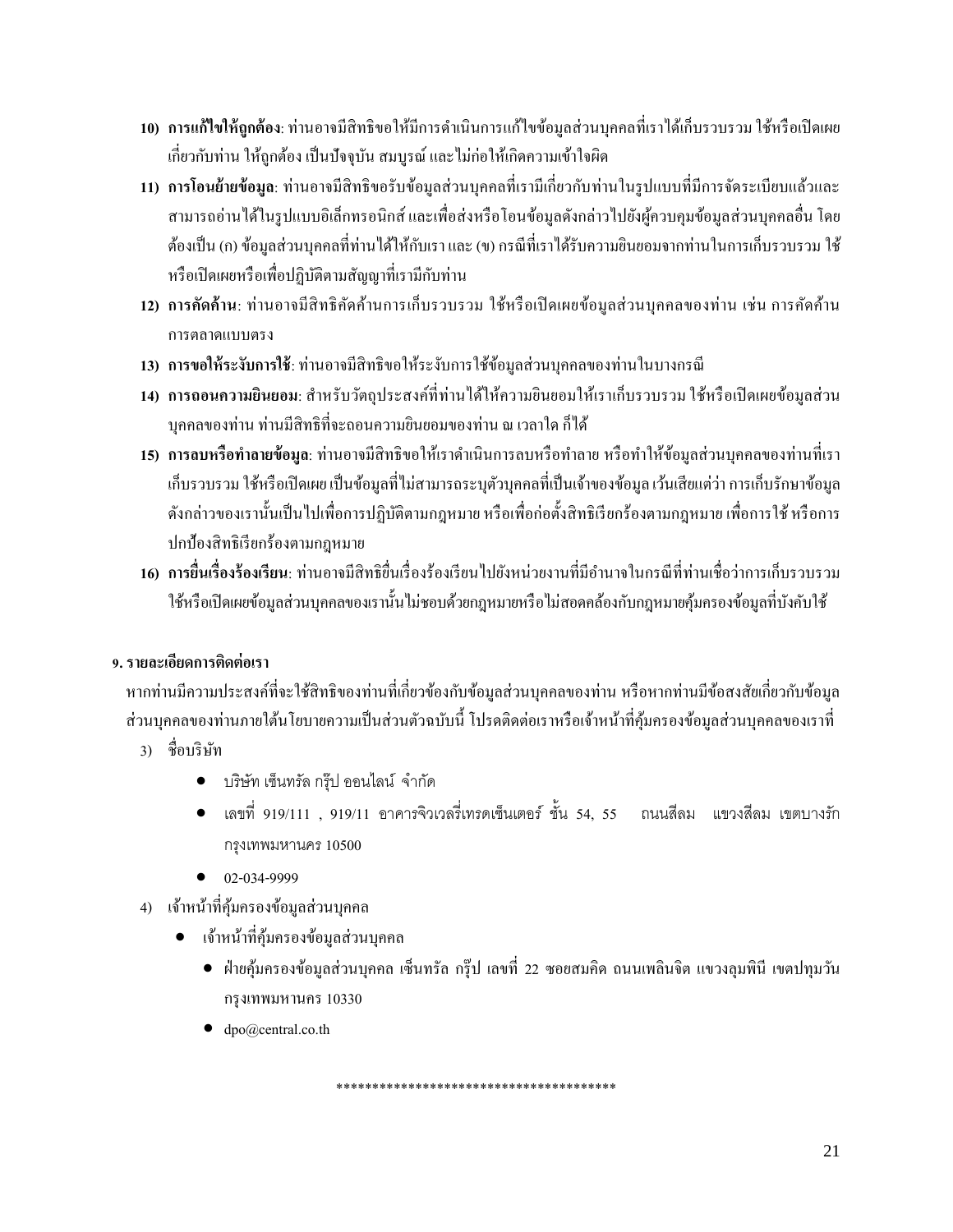10) **การแก้ไขให้ถูกต้อง**: ท่านอาจมีสิทธิขอให้มีการดำเนินการแก้ไขข้อมูลส่วนบุคคลที่เราได้เก็บรวบรวม ใช้หรือเปิดเผยเกี่ยวกับท่าน ให้ถูกต้อง เป็นปัจจุบัน สมบูรณ์ และไม่ก่อให้เกิดความเข้าใจผิด

11) **การโอนย้ายข้อมูล**: ท่านอาจมีสิทธิขอรับข้อมูลส่วนบุคคลที่เรามีเกี่ยวกับท่านในรูปแบบที่มีการจัดระเบียบแล้วและสามารถอ่านได้ในรูปแบบอิเล็กทรอนิกส์ และเพื่อส่งหรือโอนข้อมูลดังกล่าวไปยังผู้ควบคุมข้อมูลส่วนบุคคลอื่น โดยต้องเป็น (ก) ข้อมูลส่วนบุคคลที่ท่านได้ให้กับเรา และ (ข) กรณีที่เราได้รับความยินยอมจากท่านในการเก็บรวบรวม ใช้หรือเปิดเผยหรือเพื่อปฏิบัติตามสัญญาที่เรามีกับท่าน

12) **การคัดค้าน**: ท่านอาจมีสิทธิคัดค้านการเก็บรวบรวม ใช้หรือเปิดเผยข้อมูลส่วนบุคคลของท่าน เช่น การคัดค้านการตลาดแบบตรง

13) **การขอให้ระงับการใช้**: ท่านอาจมีสิทธิขอให้ระงับการใช้ข้อมูลส่วนบุคคลของท่านในบางกรณี

14) **การถอนความยินยอม**: สำหรับวัตถุประสงค์ที่ท่านได้ให้ความยินยอมให้เราเก็บรวบรวม ใช้หรือเปิดเผยข้อมูลส่วนบุคคลของท่าน ท่านมีสิทธิที่จะถอนความยินยอมของท่าน ณ เวลาใด ก็ได้

15) **การลบหรือทำลายข้อมูล**: ท่านอาจมีสิทธิขอให้เราดำเนินการลบหรือทำลาย หรือทำให้ข้อมูลส่วนบุคคลของท่านที่เราเก็บรวบรวม ใช้หรือเปิดเผย เป็นข้อมูลที่ไม่สามารถระบุตัวบุคคลที่เป็นเจ้าของข้อมูล เว้นเสียแต่ว่า การเก็บรักษาข้อมูลดังกล่าวของเรานั้นเป็นไปเพื่อการปฏิบัติตามกฎหมาย หรือเพื่อก่อตั้งสิทธิเรียกร้องตามกฎหมาย เพื่อการใช้ หรือการปกป้องสิทธิเรียกร้องตามกฎหมาย

16) **การยื่นเรื่องร้องเรียน**: ท่านอาจมีสิทธิยื่นเรื่องร้องเรียนไปยังหน่วยงานที่มีอำนาจในกรณีที่ท่านเชื่อว่าการเก็บรวบรวม ใช้หรือเปิดเผยข้อมูลส่วนบุคคลของเรานั้นไม่ชอบด้วยกฎหมายหรือไม่สอดคล้องกับกฎหมายคุ้มครองข้อมูลที่บังคับใช้

### 9. รายละเอียดการติดต่อเรา

หากท่านมีความประสงค์ที่จะใช้สิทธิของท่านที่เกี่ยวข้องกับข้อมูลส่วนบุคคลของท่าน หรือหากท่านมีข้อสงสัยเกี่ยวกับข้อมูลส่วนบุคคลของท่านภายใต้นโยบายความเป็นส่วนตัวฉบับนี้ โปรดติดต่อเราหรือเจ้าหน้าที่คุ้มครองข้อมูลส่วนบุคคลของเราที่

3) ชื่อบริษัท
    - บริษัท เซ็นทรัล กรุ๊ป ออนไลน์ จำกัด
    - เลขที่ 919/111 , 919/11 อาคารจิวเวลรี่เทรดเซ็นเตอร์ ชั้น 54, 55 ถนนสีลม แขวงสีลม เขตบางรัก กรุงเทพมหานคร 10500
    - 02-034-9999

4) เจ้าหน้าที่คุ้มครองข้อมูลส่วนบุคคล
    - เจ้าหน้าที่คุ้มครองข้อมูลส่วนบุคคล
        - ฝ่ายคุ้มครองข้อมูลส่วนบุคคล เซ็นทรัล กรุ๊ป เลขที่ 22 ซอยสมคิด ถนนเพลินจิต แขวงลุมพินี เขตปทุมวัน กรุงเทพมหานคร 10330
        - dpo@central.co.th

**************************************